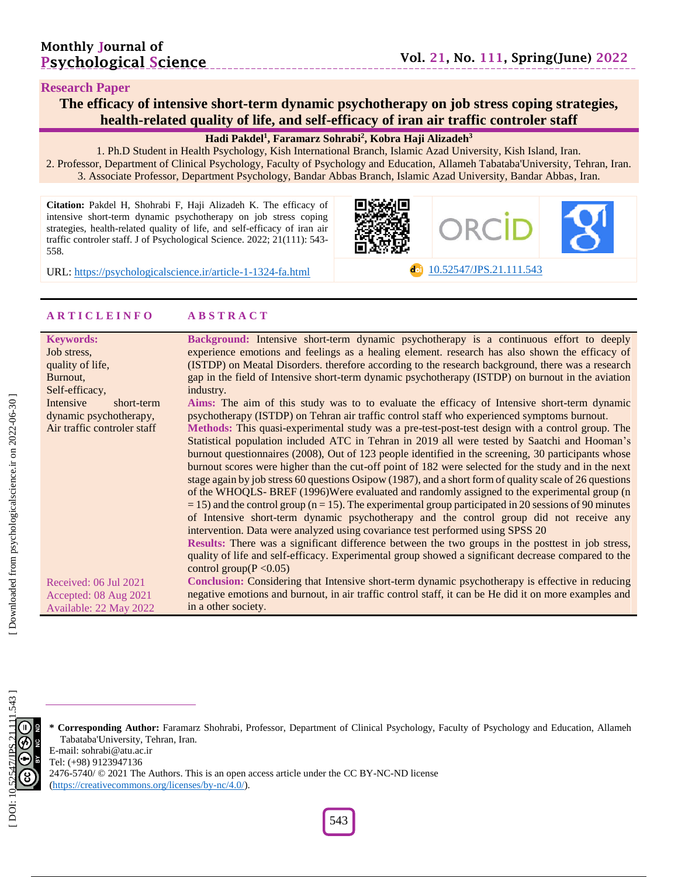**Research Paper**

# The efficacy of intensive short-term dynamic psychotherapy on job stress coping strategies, health-related quality of life, and self-efficacy of iran air traffic controler staff

**Hadi Pakdel[1], Faramarz Sohrabi[2], Kobra Haji Alizadeh[3]**

1. Ph.D Student in Health Psychology, Kish International Branch, Islamic Azad University, Kish Island, Iran.
2. Professor, Department of Clinical Psychology, Faculty of Psychology and Education, Allameh Tabataba'University, Tehran, Iran.
3. Associate Professor, Department Psychology, Bandar Abbas Branch, Islamic Azad University, Bandar Abbas, Iran.

**Citation:** Pakdel H, Shohrabi F, Haji Alizadeh K. The efficacy of intensive short-term dynamic psychotherapy on job stress coping strategies, health-related quality of life, and self-efficacy of iran air traffic controler staff. J of Psychological Science. 2022; 21(111): 543-558.

URL: https://psychologicalscience.ir/article-1-1324-fa.html

10.52547/JPS.21.111.543

## ARTICLE INFO

**Keywords:**
Job stress,
quality of life,
Burnout,
Self-efficacy,
Intensive short-term dynamic psychotherapy,
Air traffic controler staff

Received: 06 Jul 2021
Accepted: 08 Aug 2021
Available: 22 May 2022

## ABSTRACT

**Background:** Intensive short-term dynamic psychotherapy is a continuous effort to deeply experience emotions and feelings as a healing element. research has also shown the efficacy of (ISTDP) on Meatal Disorders. therefore according to the research background, there was a research gap in the field of Intensive short-term dynamic psychotherapy (ISTDP) on burnout in the aviation industry.

**Aims:** The aim of this study was to to evaluate the efficacy of Intensive short-term dynamic psychotherapy (ISTDP) on Tehran air traffic control staff who experienced symptoms burnout.

**Methods:** This quasi-experimental study was a pre-test-post-test design with a control group. The Statistical population included ATC in Tehran in 2019 all were tested by Saatchi and Hooman's burnout questionnaires (2008), Out of 123 people identified in the screening, 30 participants whose burnout scores were higher than the cut-off point of 182 were selected for the study and in the next stage again by job stress 60 questions Osipow (1987), and a short form of quality scale of 26 questions of the WHOQLS- BREF (1996)Were evaluated and randomly assigned to the experimental group (n = 15) and the control group (n = 15). The experimental group participated in 20 sessions of 90 minutes of Intensive short-term dynamic psychotherapy and the control group did not receive any intervention. Data were analyzed using covariance test performed using SPSS 20

**Results:** There was a significant difference between the two groups in the posttest in job stress, quality of life and self-efficacy. Experimental group showed a significant decrease compared to the control group($P < 0.05$)

**Conclusion:** Considering that Intensive short-term dynamic psychotherapy is effective in reducing negative emotions and burnout, in air traffic control staff, it can be He did it on more examples and in a other society.

---

**\* Corresponding Author:** Faramarz Shohrabi, Professor, Department of Clinical Psychology, Faculty of Psychology and Education, Allameh Tabataba'University, Tehran, Iran.
E-mail: sohrabi@atu.ac.ir
Tel: (+98) 9123947136
2476-5740/ © 2021 The Authors. This is an open access article under the CC BY-NC-ND license (https://creativecommons.org/licenses/by-nc/4.0/).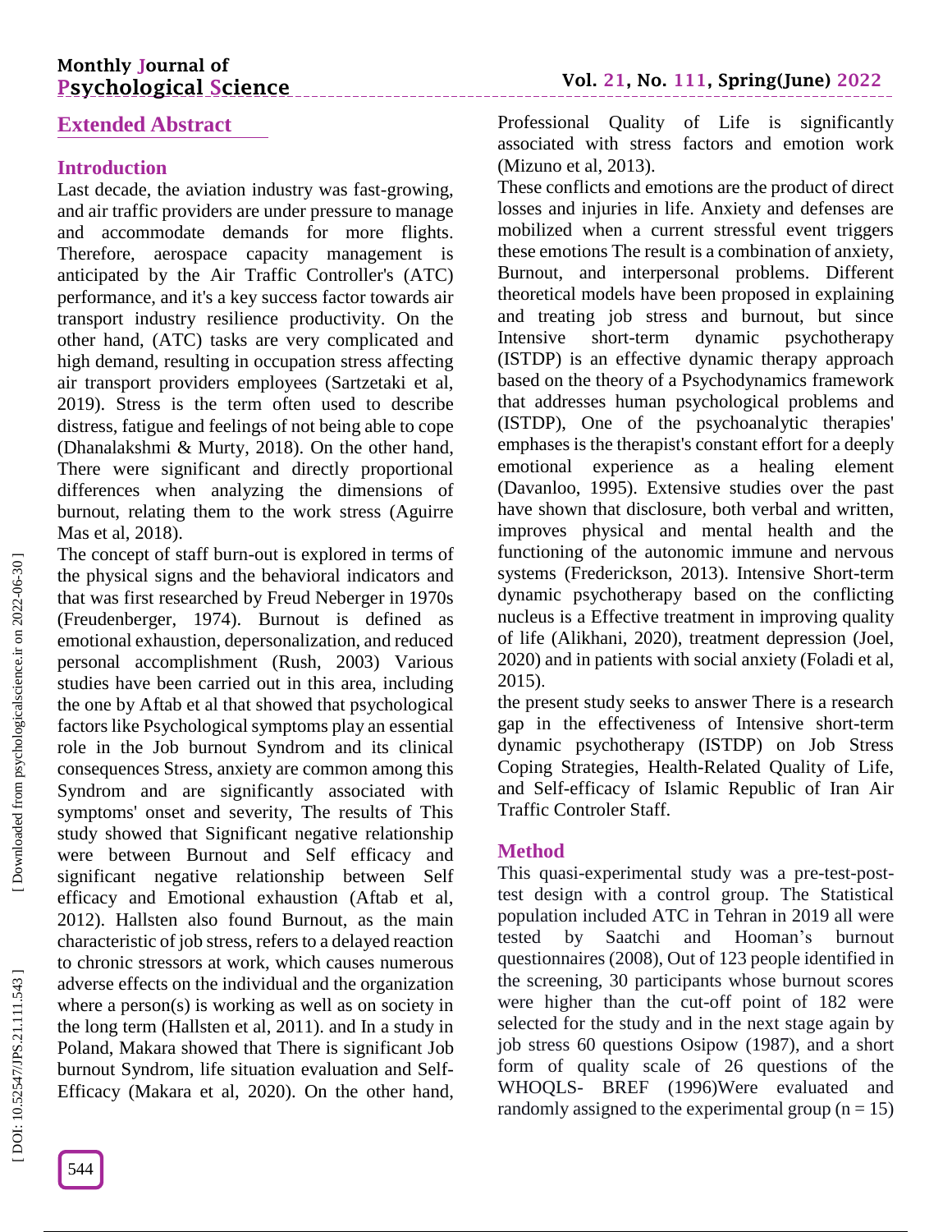## Extended Abstract

### Introduction

Last decade, the aviation industry was fast-growing, and air traffic providers are under pressure to manage and accommodate demands for more flights. Therefore, aerospace capacity management is anticipated by the Air Traffic Controller's (ATC) performance, and it's a key success factor towards air transport industry resilience productivity. On the other hand, (ATC) tasks are very complicated and high demand, resulting in occupation stress affecting air transport providers employees (Sartzetaki et al, 2019). Stress is the term often used to describe distress, fatigue and feelings of not being able to cope (Dhanalakshmi & Murty, 2018). On the other hand, There were significant and directly proportional differences when analyzing the dimensions of burnout, relating them to the work stress (Aguirre Mas et al, 2018).

The concept of staff burn-out is explored in terms of the physical signs and the behavioral indicators and that was first researched by Freud Neberger in 1970s (Freudenberger, 1974). Burnout is defined as emotional exhaustion, depersonalization, and reduced personal accomplishment (Rush, 2003) Various studies have been carried out in this area, including the one by Aftab et al that showed that psychological factors like Psychological symptoms play an essential role in the Job burnout Syndrom and its clinical consequences Stress, anxiety are common among this Syndrom and are significantly associated with symptoms' onset and severity, The results of This study showed that Significant negative relationship were between Burnout and Self efficacy and significant negative relationship between Self efficacy and Emotional exhaustion (Aftab et al, 2012). Hallsten also found Burnout, as the main characteristic of job stress, refers to a delayed reaction to chronic stressors at work, which causes numerous adverse effects on the individual and the organization where a person(s) is working as well as on society in the long term (Hallsten et al, 2011). and In a study in Poland, Makara showed that There is significant Job burnout Syndrom, life situation evaluation and Self-Efficacy (Makara et al, 2020). On the other hand, Professional Quality of Life is significantly associated with stress factors and emotion work (Mizuno et al, 2013).

These conflicts and emotions are the product of direct losses and injuries in life. Anxiety and defenses are mobilized when a current stressful event triggers these emotions The result is a combination of anxiety, Burnout, and interpersonal problems. Different theoretical models have been proposed in explaining and treating job stress and burnout, but since Intensive short-term dynamic psychotherapy (ISTDP) is an effective dynamic therapy approach based on the theory of a Psychodynamics framework that addresses human psychological problems and (ISTDP), One of the psychoanalytic therapies' emphases is the therapist's constant effort for a deeply emotional experience as a healing element (Davanloo, 1995). Extensive studies over the past have shown that disclosure, both verbal and written, improves physical and mental health and the functioning of the autonomic immune and nervous systems (Frederickson, 2013). Intensive Short-term dynamic psychotherapy based on the conflicting nucleus is a Effective treatment in improving quality of life (Alikhani, 2020), treatment depression (Joel, 2020) and in patients with social anxiety (Foladi et al, 2015).

the present study seeks to answer There is a research gap in the effectiveness of Intensive short-term dynamic psychotherapy (ISTDP) on Job Stress Coping Strategies, Health-Related Quality of Life, and Self-efficacy of Islamic Republic of Iran Air Traffic Controler Staff.

### Method

This quasi-experimental study was a pre-test-post-test design with a control group. The Statistical population included ATC in Tehran in 2019 all were tested by Saatchi and Hooman's burnout questionnaires (2008), Out of 123 people identified in the screening, 30 participants whose burnout scores were higher than the cut-off point of 182 were selected for the study and in the next stage again by job stress 60 questions Osipow (1987), and a short form of quality scale of 26 questions of the WHOQLS- BREF (1996)Were evaluated and randomly assigned to the experimental group (n = 15)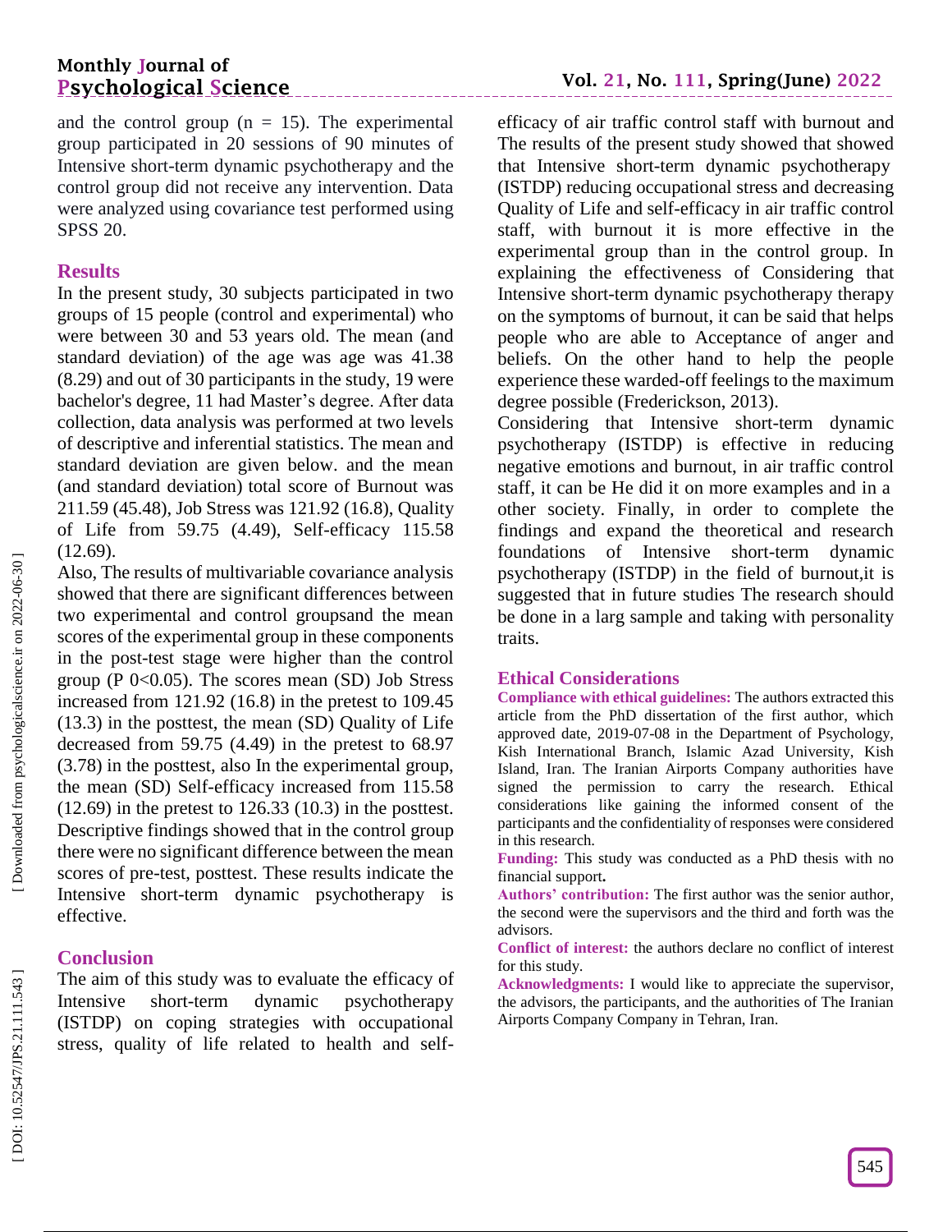and the control group (n = 15). The experimental group participated in 20 sessions of 90 minutes of Intensive short-term dynamic psychotherapy and the control group did not receive any intervention. Data were analyzed using covariance test performed using SPSS 20.

## Results

In the present study, 30 subjects participated in two groups of 15 people (control and experimental) who were between 30 and 53 years old. The mean (and standard deviation) of the age was age was 41.38 (8.29) and out of 30 participants in the study, 19 were bachelor's degree, 11 had Master's degree. After data collection, data analysis was performed at two levels of descriptive and inferential statistics. The mean and standard deviation are given below. and the mean (and standard deviation) total score of Burnout was 211.59 (45.48), Job Stress was 121.92 (16.8), Quality of Life from 59.75 (4.49), Self-efficacy 115.58 (12.69).

Also, The results of multivariable covariance analysis showed that there are significant differences between two experimental and control groupsand the mean scores of the experimental group in these components in the post-test stage were higher than the control group (P 0<0.05). The scores mean (SD) Job Stress increased from 121.92 (16.8) in the pretest to 109.45 (13.3) in the posttest, the mean (SD) Quality of Life decreased from 59.75 (4.49) in the pretest to 68.97 (3.78) in the posttest, also In the experimental group, the mean (SD) Self-efficacy increased from 115.58 (12.69) in the pretest to 126.33 (10.3) in the posttest. Descriptive findings showed that in the control group there were no significant difference between the mean scores of pre-test, posttest. These results indicate the Intensive short-term dynamic psychotherapy is effective.

## Conclusion

The aim of this study was to evaluate the efficacy of Intensive short-term dynamic psychotherapy (ISTDP) on coping strategies with occupational stress, quality of life related to health and self-efficacy of air traffic control staff with burnout and The results of the present study showed that showed that Intensive short-term dynamic psychotherapy (ISTDP) reducing occupational stress and decreasing Quality of Life and self-efficacy in air traffic control staff, with burnout it is more effective in the experimental group than in the control group. In explaining the effectiveness of Considering that Intensive short-term dynamic psychotherapy therapy on the symptoms of burnout, it can be said that helps people who are able to Acceptance of anger and beliefs. On the other hand to help the people experience these warded-off feelings to the maximum degree possible (Frederickson, 2013).

Considering that Intensive short-term dynamic psychotherapy (ISTDP) is effective in reducing negative emotions and burnout, in air traffic control staff, it can be He did it on more examples and in a other society. Finally, in order to complete the findings and expand the theoretical and research foundations of Intensive short-term dynamic psychotherapy (ISTDP) in the field of burnout,it is suggested that in future studies The research should be done in a larg sample and taking with personality traits.

## Ethical Considerations

**Compliance with ethical guidelines:** The authors extracted this article from the PhD dissertation of the first author, which approved date, 2019-07-08 in the Department of Psychology, Kish International Branch, Islamic Azad University, Kish Island, Iran. The Iranian Airports Company authorities have signed the permission to carry the research. Ethical considerations like gaining the informed consent of the participants and the confidentiality of responses were considered in this research.

**Funding:** This study was conducted as a PhD thesis with no financial support**.**

**Authors' contribution:** The first author was the senior author, the second were the supervisors and the third and forth was the advisors.

**Conflict of interest:** the authors declare no conflict of interest for this study.

**Acknowledgments:** I would like to appreciate the supervisor, the advisors, the participants, and the authorities of The Iranian Airports Company Company in Tehran, Iran.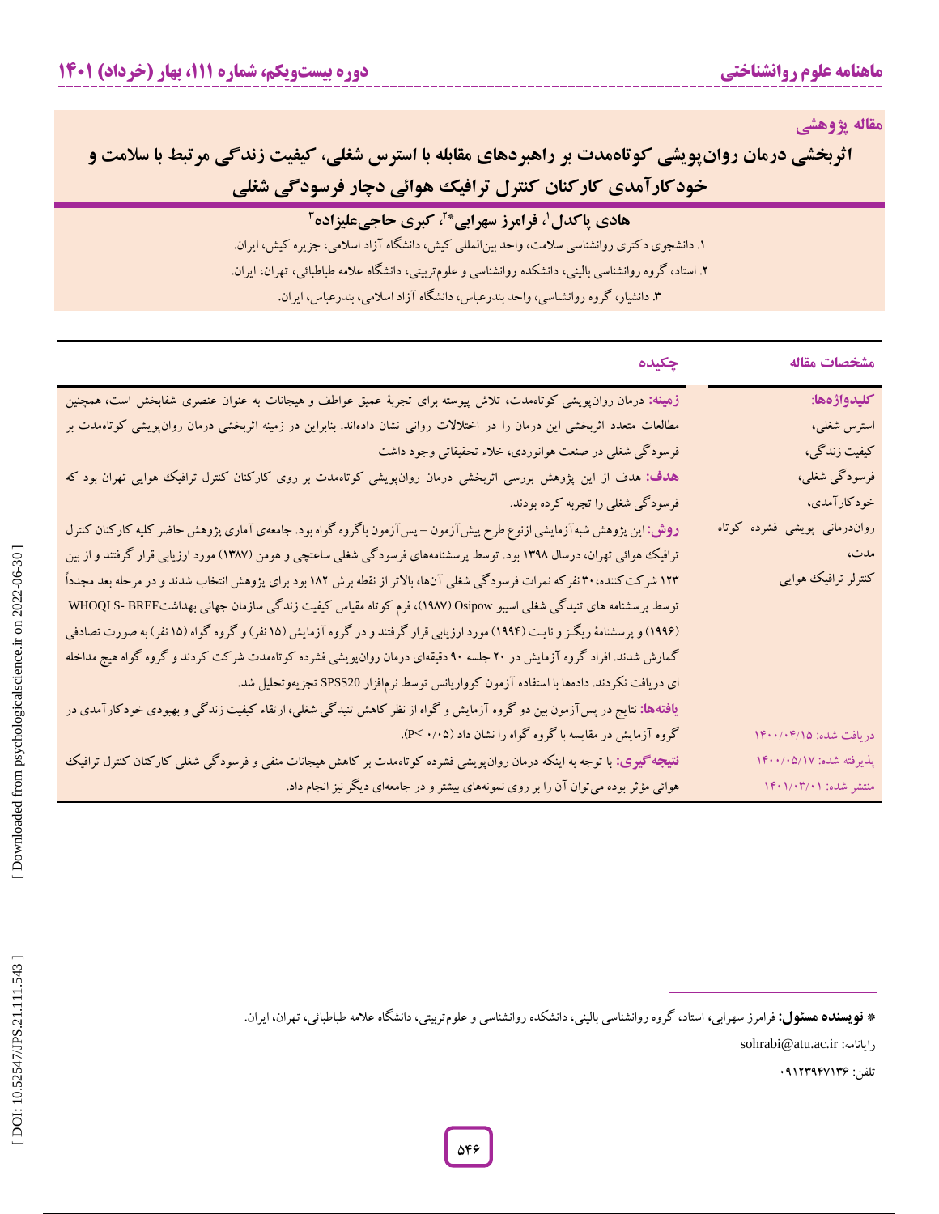**مقاله پژوهشی**

# اثربخشی درمان روان‌پویشی کوتاه‌مدت بر راهبردهای مقابله با استرس شغلی، کیفیت زندگی مرتبط با سلامت و خودکارآمدی کارکنان کنترل ترافیک هوائی دچار فرسودگی شغلی

**هادی پاکدل[1]، فرامرز سهرابی*[2]، کبری حاجی‌علیزاده[3]**

۱. دانشجوی دکتری روانشناسی سلامت، واحد بین‌المللی کیش، دانشگاه آزاد اسلامی، جزیره کیش، ایران.

۲. استاد، گروه روانشناسی بالینی، دانشکده روانشناسی و علوم‌تربیتی، دانشگاه علامه طباطبائی، تهران، ایران.

۳. دانشیار، گروه روانشناسی، واحد بندرعباس، دانشگاه آزاد اسلامی، بندرعباس، ایران.

## مشخصات مقاله

**کلیدواژه‌ها:**

استرس شغلی،

کیفیت زندگی،

فرسودگی شغلی،

خودکارآمدی،

روان‌درمانی پویشی فشرده کوتاه مدت،

کنترلر ترافیک هوایی

دریافت شده: ۱۴۰۰/۰۴/۱۵

پذیرفته شده: ۱۴۰۰/۰۵/۱۷

منتشر شده: ۱۴۰۱/۰۳/۰۱

## چکیده

**زمینه:** درمان روان‌پویشی کوتاه‌مدت، تلاش پیوسته برای تجربهٔ عمیق عواطف و هیجانات به عنوان عنصری شفابخش است، همچنین مطالعات متعدد اثربخشی این درمان را در اختلالات روانی نشان داده‌اند. بنابراین در زمینه اثربخشی درمان روان‌پویشی کوتاه‌مدت بر فرسودگی شغلی در صنعت هوانوردی، خلاء تحقیقاتی وجود داشت

**هدف:** هدف از این پژوهش بررسی اثربخشی درمان روان‌پویشی کوتاه‌مدت بر روی کارکنان کنترل ترافیک هوایی تهران بود که فرسودگی شغلی را تجربه کرده بودند.

**روش:** این پژوهش شبه‌آزمایشی ازنوع طرح پیش‌آزمون – پس‌آزمون باگروه گواه بود. جامعه‌ی آماری پژوهش حاضر کلیه کارکنان کنترل ترافیک هوائی تهران، درسال ۱۳۹۸ بود. توسط پرسشنامه‌های فرسودگی شغلی ساعتچی و هومن (۱۳۸۷) مورد ارزیابی قرار گرفتند و از بین ۱۲۳ شرکت‌کننده، ۳۰ نفرکه نمرات فرسودگی شغلی آن‌ها، بالاتر از نقطه برش ۱۸۲ بود برای پژوهش انتخاب شدند و در مرحله بعد مجدداً توسط پرسشنامه های تنیدگی شغلی اسیپو Osipow (۱۹۸۷)، فرم کوتاه مقیاس کیفیت زندگی سازمان جهانی بهداشتWHOQLS- BREF (۱۹۹۶) و پرسشنامهٔ ریگـز و نایـت (۱۹۹۴) مورد ارزیابی قرار گرفتند و در گروه آزمایش (۱۵ نفر) و گروه گواه (۱۵ نفر) به صورت تصادفی گمارش شدند. افراد گروه آزمایش در ۲۰ جلسه ۹۰ دقیقه‌ای درمان روان‌پویشی فشرده کوتاه‌مدت شرکت کردند و گروه گواه هیچ مداخله ای دریافت نکردند. داده‌ها با استفاده آزمون کوواریانس توسط نرم‌افزار SPSS20 تجزیه‌وتحلیل شد.

**یافته‌ها:** نتایج در پس‌آزمون بین دو گروه آزمایش و گواه از نظر کاهش تنیدگی شغلی، ارتقاء کیفیت زندگی و بهبودی خودکارآمدی در گروه آزمایش در مقایسه با گروه گواه را نشان داد ($P<0.05$).

**نتیجه‌گیری:** با توجه به اینکه درمان روان‌پویشی فشرده کوتاه‌مدت بر کاهش هیجانات منفی و فرسودگی شغلی کارکنان کنترل ترافیک هوائی مؤثر بوده می‌توان آن را بر روی نمونه‌های بیشتر و در جامعه‌ای دیگر نیز انجام داد.

---

**\* نویسنده مسئول:** فرامرز سهرابی، استاد، گروه روانشناسی بالینی، دانشکده روانشناسی و علوم‌تربیتی، دانشگاه علامه طباطبائی، تهران، ایران.

رایانامه: sohrabi@atu.ac.ir

تلفن: ۰۹۱۲۳۹۴۷۱۳۶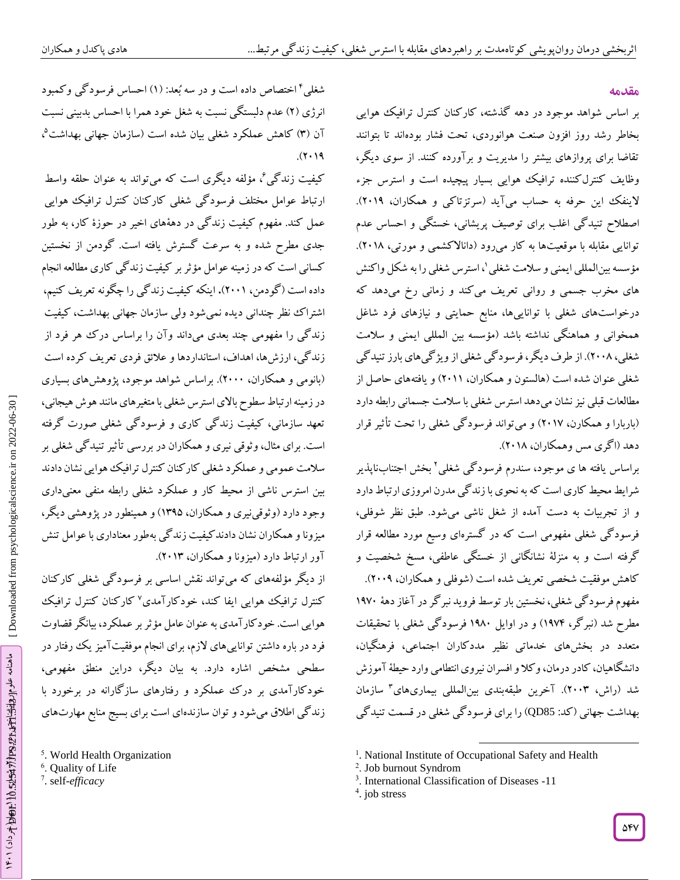## مقدمه

بر اساس شواهد موجود در دهه گذشته، کارکنان کنترل ترافیک هوایی بخاطر رشد روز افزون صنعت هوانوردی، تحت فشار بوده‌اند تا بتوانند تقاضا برای پروازهای بیشتر را مدیریت و برآورده کنند. از سوی دیگر، وظایف کنترل‌کننده ترافیک هوایی بسیار پیچیده است و استرس جزء لاینفک این حرفه به حساب می‌آید (سرتزتاکی و همکاران، ۲۰۱۹). اصطلاح تنیدگی اغلب برای توصیف پریشانی، خستگی و احساس عدم توانایی مقابله با موقعیت‌ها به کار می‌رود (دانالاکشمی و مورتی، ۲۰۱۸). مؤسسه بین‌المللی ایمنی و سلامت شغلی[1]، استرس شغلی را به شکل واکنش های مخرب جسمی و روانی تعریف می‌کند و زمانی رخ می‌دهد که درخواست‌های شغلی با توانایی‌ها، منابع حمایتی و نیازهای فرد شاغل همخوانی و هماهنگی نداشته باشد (مؤسسه بین المللی ایمنی و سلامت شغلی، ۲۰۰۸). از طرف دیگر، فرسودگی شغلی از ویژگی‌های بارز تنیدگی شغلی عنوان شده است (هالستون و همکاران، ۲۰۱۱) و یافته‌های حاصل از مطالعات قبلی نیز نشان می‌دهد استرس شغلی با سلامت جسمانی رابطه دارد (باربارا و همکارن، ۲۰۱۷) و می‌تواند فرسودگی شغلی را تحت تأثیر قرار دهد (اگری مس وهمکاران، ۲۰۱۸).

براساس یافته ها ی موجود، سندرم فرسودگی شغلی[2] بخش اجتناب‌ناپذیر شرایط محیط کاری است که به نحوی با زندگی مدرن امروزی ارتباط دارد و از تجربیات به دست آمده از شغل ناشی می‌شود. طبق نظر شوفلی، فرسودگی شغلی مفهومی است که در گستره‌ای وسیع مورد مطالعه قرار گرفته است و به منزلۀ نشانگانی از خستگی عاطفی، مسخ شخصیت و کاهش موفقیت شخصی تعریف شده است (شوفلی و همکاران، ۲۰۰۹). مفهوم فرسودگی شغلی، نخستین بار توسط فروید نبرگر در آغاز دهۀ ۱۹۷۰ مطرح شد (نبرگر، ۱۹۷۴) و در اوایل ۱۹۸۰ فرسودگی شغلی با تحقیقات متعدد در بخش‌های خدماتی نظیر مددکاران اجتماعی، فرهنگیان، دانشگاهیان، کادر درمان، وکلا و افسران نیروی انتظامی وارد حیطۀ آموزش شد (راش، ۲۰۰۳). آخرین طبقه‌بندی بین‌المللی بیماری‌های[3] سازمان بهداشت جهانی (کد: QD85) را برای فرسودگی شغلی در قسمت تنیدگی شغلی[4] اختصاص داده است و در سه بُعد: (۱) احساس فرسودگی وکمبود انرژی (۲) عدم دلبستگی نسبت به شغل خود همرا با احساس بدبینی نسبت آن (۳) کاهش عملکرد شغلی بیان شده است (سازمان جهانی بهداشت[5]، ۲۰۱۹).

کیفیت زندگی[6]، مؤلفه دیگری است که می‌تواند به عنوان حلقه واسط ارتباط عوامل مختلف فرسودگی شغلی کارکنان کنترل ترافیک هوایی عمل کند. مفهوم کیفیت زندگی در دهه‌های اخیر در حوزۀ کار، به طور جدی مطرح شده و به سرعت گسترش یافته است. گودمن از نخستین کسانی است که در زمینه عوامل مؤثر بر کیفیت زندگی کاری مطالعه انجام داده است (گودمن، ۲۰۰۱). اینکه کیفیت زندگی را چگونه تعریف کنیم، اشتراک نظر چندانی دیده نمی‌شود ولی سازمان جهانی بهداشت، کیفیت زندگی را مفهومی چند بعدی می‌داند وآن را براساس درک هر فرد از زندگی، ارزش‌ها، اهداف، استانداردها و علائق فردی تعریف کرده است (بانومی و همکاران، ۲۰۰۰). براساس شواهد موجود، پژوهش‌های بسیاری در زمینه ارتباط سطوح بالای استرس شغلی با متغیرهای مانند هوش هیجانی، تعهد سازمانی، کیفیت زندگی کاری و فرسودگی شغلی صورت گرفته است. برای مثال، وثوقی نیری و همکاران در بررسی تأثیر تنیدگی شغلی بر سلامت عمومی و عملکرد شغلی کارکنان کنترل ترافیک هوایی نشان دادند بین استرس ناشی از محیط کار و عملکرد شغلی رابطه منفی معنی‌داری وجود دارد (وثوقی‌نیری و همکاران، ۱۳۹۵) و همینطور در پژوهشی دیگر، میزونا و همکاران نشان دادندکیفیت زندگی به‌طور معناداری با عوامل تنش آور ارتباط دارد (میزونا و همکاران، ۲۰۱۳).

از دیگر مؤلفه‌های که می‌تواند نقش اساسی بر فرسودگی شغلی کارکنان کنترل ترافیک هوایی ایفا کند، خودکارآمدی[7] کارکنان کنترل ترافیک هوایی است. خودکارآمدی به عنوان عامل مؤثر بر عملکرد، بیانگر قضاوت فرد در باره داشتن توانایی‌های لازم، برای انجام موفقیت‌آمیز یک رفتار در سطحی مشخص اشاره دارد. به بیان دیگر، دراین منطق مفهومی، خودکارآمدی بر درک عملکرد و رفتارهای سازگارانه در برخورد با زندگی اطلاق می‌شود و توان سازنده‌ای است برای بسیج منابع مهارت‌های

---

[1]. National Institute of Occupational Safety and Health
[2]. Job burnout Syndrom
[3]. International Classification of Diseases -11
[4]. job stress
[5]. World Health Organization
[6]. Quality of Life
[7]. self-*efficacy*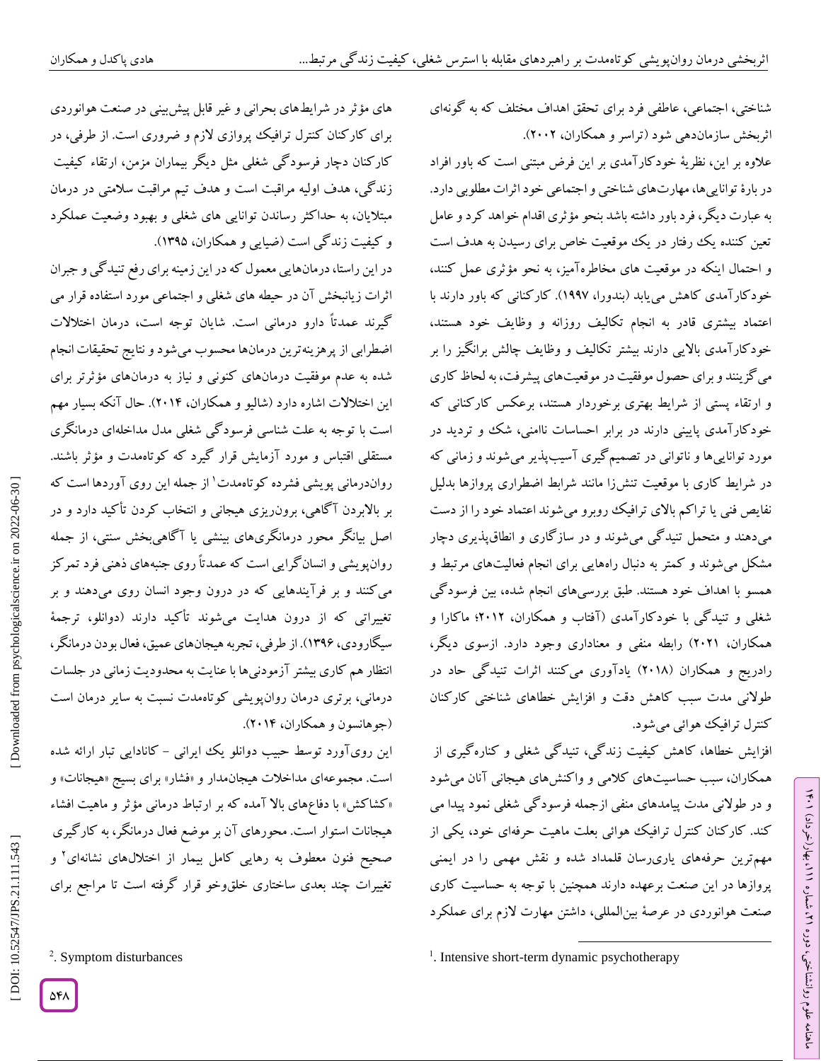شناختی، اجتماعی، عاطفی فرد برای تحقق اهداف مختلف که به گونه‌ای اثربخش سازمان‌دهی شود (تراسر و همکاران، ۲۰۰۲).

علاوه بر این، نظریهٔ خودکارآمدی بر این فرض مبتنی است که باور افراد در بارهٔ توانایی‌ها، مهارت‌های شناختی و اجتماعی خود اثرات مطلوبی دارد. به عبارت دیگر، فرد باور داشته باشد بنحو مؤثری اقدام خواهد کرد و عامل تعین کننده یک رفتار در یک موقعیت خاص برای رسیدن به هدف است و احتمال اینکه در موقعیت های مخاطره‌آمیز، به نحو مؤثری عمل کنند، خودکارآمدی کاهش می‌یابد (بندورا، ۱۹۹۷). کارکنانی که باور دارند با اعتماد بیشتری قادر به انجام تکالیف روزانه و وظایف خود هستند، خودکارآمدی بالایی دارند بیشتر تکالیف و وظایف چالش برانگیز را بر می‌گزینند و برای حصول موفقیت در موقعیت‌های پیشرفت، به لحاظ کاری و ارتقاء پستی از شرایط بهتری برخوردار هستند، برعکس کارکنانی که خودکارآمدی پایینی دارند در برابر احساسات ناامنی، شک و تردید در مورد توانایی‌ها و ناتوانی در تصمیم‌گیری آسیب‌پذیر می‌شوند و زمانی که در شرایط کاری با موقعیت تنش‌زا مانند شرایط اضطراری پروازها بدلیل نفایص فنی یا تراکم بالای ترافیک روبرو می‌شوند اعتماد خود را از دست می‌دهند و متحمل تنیدگی می‌شوند و در سازگاری و انطاق‌پذیری دچار مشکل می‌شوند و کمتر به دنبال راه‌هایی برای انجام فعالیت‌های مرتبط و همسو با اهداف خود هستند. طبق بررسی‌های انجام شده، بین فرسودگی شغلی و تنیدگی با خودکارآمدی (آفتاب و همکاران، ۲۰۱۲؛ ماکارا و همکاران، ۲۰۲۱) رابطه منفی و معناداری وجود دارد. ازسوی دیگر، رادریج و همکاران (۲۰۱۸) یادآوری می‌کنند اثرات تنیدگی حاد در طولانی مدت سبب کاهش دقت و افزایش خطاهای شناختی کارکنان کنترل ترافیک هوائی می‌شود.

افزایش خطاها، کاهش کیفیت زندگی، تنیدگی شغلی و کناره‌گیری از همکاران، سبب حساسیت‌های کلامی و واکنش‌های هیجانی آنان می‌شود و در طولانی مدت پیامدهای منفی ازجمله فرسودگی شغلی نمود پیدا می کند. کارکنان کنترل ترافیک هوائی بعلت ماهیت حرفه‌ای خود، یکی از مهم‌ترین حرفه‌های یاری‌رسان قلمداد شده و نقش مهمی را در ایمنی پروازها در این صنعت برعهده دارند همچنین با توجه به حساسیت کاری صنعت هوانوردی در عرصهٔ بین‌المللی، داشتن مهارت لازم برای عملکرد های مؤثر در شرایط‌های بحرانی و غیر قابل پیش‌بینی در صنعت هوانوردی برای کارکنان کنترل ترافیک پروازی لازم و ضروری است. از طرفی، در کارکنان دچار فرسودگی شغلی مثل دیگر بیماران مزمن، ارتقاء کیفیت زندگی، هدف اولیه مراقبت است و هدف تیم مراقبت سلامتی در درمان مبتلایان، به حداکثر رساندن توانایی های شغلی و بهبود وضعیت عملکرد و کیفیت زندگی است (ضیایی و همکاران، ۱۳۹۵).

در این راستا، درمان‌هایی معمول که در این زمینه برای رفع تنیدگی و جبران اثرات زیانبخش آن در حیطه های شغلی و اجتماعی مورد استفاده قرار می گیرند عمدتاً دارو درمانی است. شایان توجه است، درمان اختلالات اضطرابی از پرهزینه‌ترین درمان‌ها محسوب می‌شود و نتایج تحقیقات انجام شده به عدم موفقیت درمان‌های کنونی و نیاز به درمان‌های مؤثرتر برای این اختلالات اشاره دارد (شالیو و همکاران، ۲۰۱۴). حال آنکه بسیار مهم است با توجه به علت شناسی فرسودگی شغلی مدل مداخله‌ای درمانگری مستقلی اقتباس و مورد آزمایش قرار گیرد که کوتاه‌مدت و مؤثر باشند. روان‌درمانی پویشی فشرده کوتاه‌مدت[1] از جمله این روی آوردها است که بر بالابردن آگاهی، برون‌ریزی هیجانی و انتخاب کردن تأکید دارد و در اصل بیانگر محور درمانگری‌های بینشی یا آگاهی‌بخش سنتی، از جمله روان‌پویشی و انسان‌گرایی است که عمدتاً روی جنبه‌های ذهنی فرد تمرکز می‌کنند و بر فرآیندهایی که در درون وجود انسان روی می‌دهند و بر تغییراتی که از درون هدایت می‌شوند تأکید دارند (دوانلو، ترجمهٔ سیگارودی، ۱۳۹۶). از طرفی، تجربه هیجان‌های عمیق، فعال بودن درمانگر، انتظار هم کاری بیشتر آزمودنی‌ها با عنایت به محدودیت زمانی در جلسات درمانی، برتری درمان روان‌پویشی کوتاه‌مدت نسبت به سایر درمان است (جوهانسون و همکاران، ۲۰۱۴).

این روی‌آورد توسط حبیب دوانلو یک ایرانی - کانادایی تبار ارائه شده است. مجموعه‌ای از مداخلات هیجان‌مدار و «فشار» برای بسیج «هیجانات» و «کشاکش» با دفاع‌های بالا آمده که بر ارتباط درمانی مؤثر و ماهیت افشاء هیجانات استوار است. محورهای آن بر موضع فعال درمانگر، به کارگیری صحیح فنون معطوف به رهایی کامل بیمار از اختلال‌های نشانه‌ای[2] و تغییرات چند بعدی ساختاری خلق‌وخو قرار گرفته است تا مراجع برای

---

[1]. Intensive short-term dynamic psychotherapy

[2]. Symptom disturbances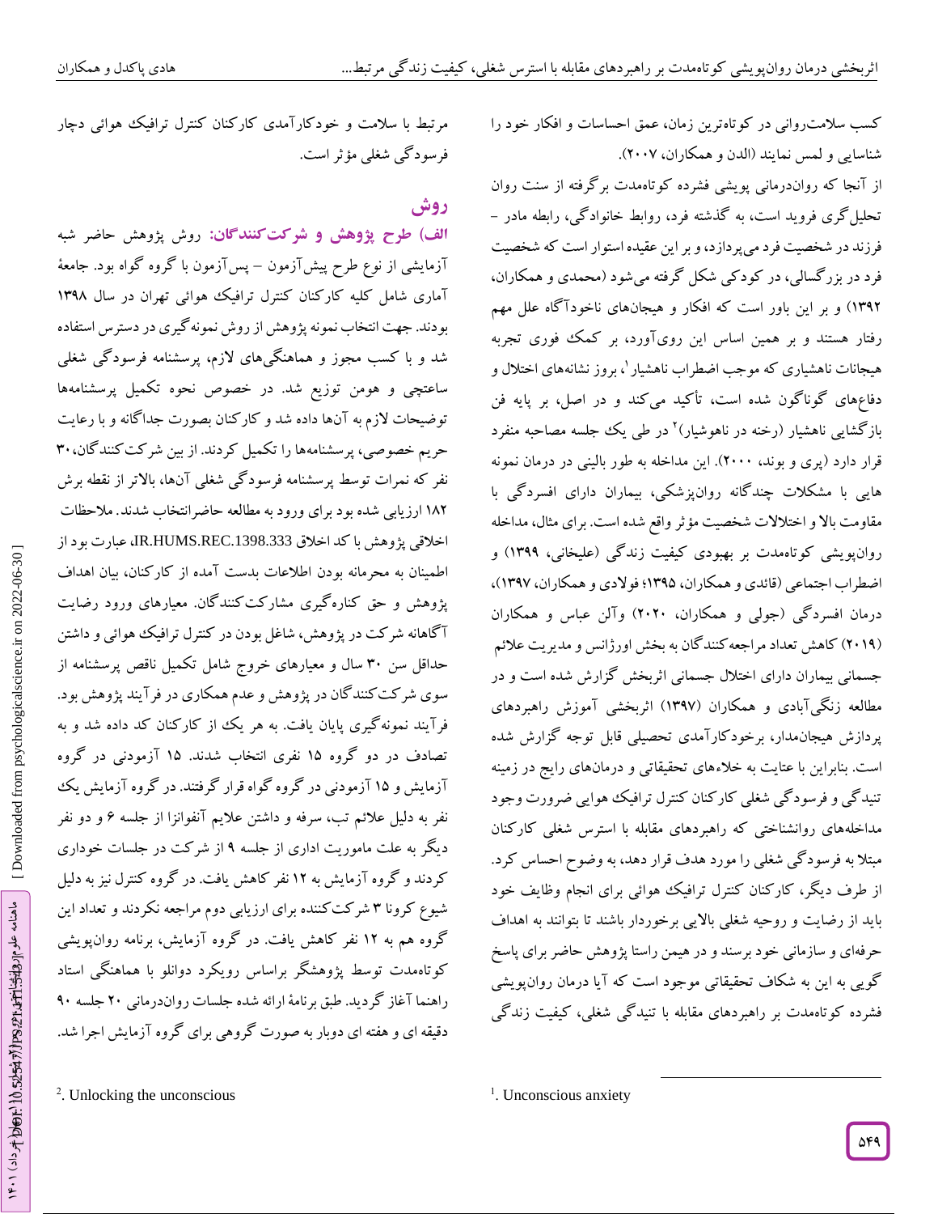کسب سلامت‌روانی در کوتاه‌ترین زمان، عمق احساسات و افکار خود را شناسایی و لمس نمایند (الدن و همکاران، ۲۰۰۷).

از آنجا که روان‌درمانی پویشی فشرده کوتاه‌مدت برگرفته از سنت روان تحلیل‌گری فروید است، به گذشته فرد، روابط خانوادگی، رابطه مادر – فرزند در شخصیت فرد می‌پردازد، و بر این عقیده استوار است که شخصیت فرد در بزرگسالی، در کودکی شکل گرفته می‌شود (محمدی و همکاران، ۱۳۹۲) و بر این باور است که افکار و هیجان‌های ناخودآگاه علل مهم رفتار هستند و بر همین اساس این روی‌آورد، بر کمک فوری تجربه هیجانات ناهشیاری که موجب اضطراب ناهشیار[1]، بروز نشانه‌های اختلال و دفاع‌های گوناگون شده است، تأکید می‌کند و در اصل، بر پایه فن بازگشایی ناهشیار (رخنه در ناهوشیار)[2] در طی یک جلسه مصاحبه منفرد قرار دارد (پری و بوند، ۲۰۰۰). این مداخله به طور بالینی در درمان نمونه هایی با مشکلات چندگانه روان‌پزشکی، بیماران دارای افسردگی با مقاومت بالا و اختلالات شخصیت مؤثر واقع شده است. برای مثال، مداخله روان‌پویشی کوتاه‌مدت بر بهبودی کیفیت زندگی (علیخانی، ۱۳۹۹) و اضطراب اجتماعی (قائدی و همکاران، ۱۳۹۵؛ فولادی و همکاران، ۱۳۹۷)، درمان افسردگی (جولی و همکاران، ۲۰۲۰) وآلن عباس و همکاران (۲۰۱۹) کاهش تعداد مراجعه‌کنندگان به بخش اورژانس و مدیریت علائم جسمانی بیماران دارای اختلال جسمانی اثربخش گزارش شده است و در مطالعه زنگی‌آبادی و همکاران (۱۳۹۷) اثربخشی آموزش راهبردهای پردازش هیجان‌مدار، برخودکارآمدی تحصیلی قابل توجه گزارش شده است. بنابراین با عنایت به خلاءهای تحقیقاتی و درمان‌های رایج در زمینه تنیدگی و فرسودگی شغلی کارکنان کنترل ترافیک هوایی ضرورت وجود مداخله‌های روانشناختی که راهبردهای مقابله با استرس شغلی کارکنان مبتلا به فرسودگی شغلی را مورد هدف قرار دهد، به وضوح احساس کرد. از طرف دیگر، کارکنان کنترل ترافیک هوائی برای انجام وظایف خود باید از رضایت و روحیه شغلی بالایی برخوردار باشند تا بتوانند به اهداف حرفه‌ای و سازمانی خود برسند و در همین راستا پژوهش حاضر برای پاسخ گویی به این شکاف تحقیقاتی موجود است که آیا درمان روان‌پویشی فشرده کوتاه‌مدت بر راهبردهای مقابله با تنیدگی شغلی، کیفیت زندگی مرتبط با سلامت و خودکارآمدی کارکنان کنترل ترافیک هوائی دچار فرسودگی شغلی مؤثر است.

## روش

**الف) طرح پژوهش و شرکت‌کنندگان:** روش پژوهش حاضر شبه آزمایشی از نوع طرح پیش‌آزمون – پس‌آزمون با گروه گواه بود. جامعهٔ آماری شامل کلیه کارکنان کنترل ترافیک هوائی تهران در سال ۱۳۹۸ بودند. جهت انتخاب نمونه پژوهش از روش نمونه‌گیری در دسترس استفاده شد و با کسب مجوز و هماهنگی‌های لازم، پرسشنامه فرسودگی شغلی ساعتچی و هومن توزیع شد. در خصوص نحوه تکمیل پرسشنامه‌ها توضیحات لازم به آن‌ها داده شد و کارکنان بصورت جداگانه و با رعایت حریم خصوصی، پرسشنامه‌ها را تکمیل کردند. از بین شرکت کنندگان، ۳۰ نفر که نمرات توسط پرسشنامه فرسودگی شغلی آن‌ها، بالاتر از نقطه برش ۱۸۲ ارزیابی شده بود برای ورود به مطالعه حاضرانتخاب شدند. ملاحظات اخلاقی پژوهش با کد اخلاق IR.HUMS.REC.1398.333، عبارت بود از اطمینان به محرمانه بودن اطلاعات بدست آمده از کارکنان، بیان اهداف پژوهش و حق کناره‌گیری مشارکت‌کنندگان. معیارهای ورود رضایت آگاهانه شرکت در پژوهش، شاغل بودن در کنترل ترافیک هوائی و داشتن حداقل سن ۳۰ سال و معیارهای خروج شامل تکمیل ناقص پرسشنامه از سوی شرکت‌کنندگان در پژوهش و عدم همکاری در فرآیند پژوهش بود. فرآیند نمونه‌گیری پایان یافت. به هر یک از کارکنان کد داده شد و به تصادف در دو گروه ۱۵ نفری انتخاب شدند. ۱۵ آزمودنی در گروه آزمایش و ۱۵ آزمودنی در گروه گواه قرار گرفتند. در گروه آزمایش یک نفر به دلیل علائم تب، سرفه و داشتن علایم آنفوانزا از جلسه ۶ و دو نفر دیگر به علت ماموریت اداری از جلسه ۹ از شرکت در جلسات خودداری کردند و گروه آزمایش به ۱۲ نفر کاهش یافت. در گروه کنترل نیز به دلیل شیوع کرونا ۳ شرکت‌کننده برای ارزیابی دوم مراجعه نکردند و تعداد این گروه هم به ۱۲ نفر کاهش یافت. در گروه آزمایش، برنامه روان‌پویشی کوتاه‌مدت توسط پژوهشگر براساس رویکرد دوانلو با هماهنگی استاد راهنما آغاز گردید. طبق برنامهٔ ارائه شده جلسات روان‌درمانی ۲۰ جلسه ۹۰ دقیقه ای و هفته ای دوبار به صورت گروهی برای گروه آزمایش اجرا شد.

---

[1]. Unconscious anxiety

[2]. Unlocking the unconscious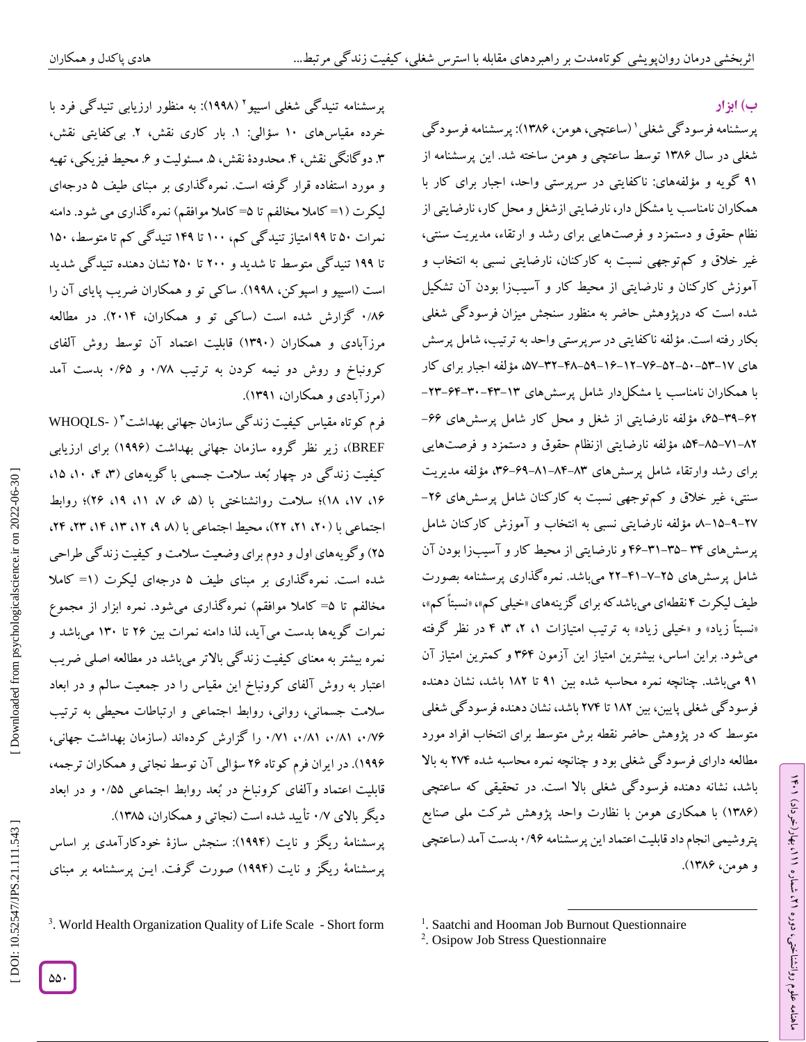**ب) ابزار**

پرسشنامه فرسودگی شغلی[1] (ساعتچی، هومن، ۱۳۸۶): پرسشنامه فرسودگی شغلی در سال ۱۳۸۶ توسط ساعتچی و هومن ساخته شد. این پرسشنامه از ۹۱ گویه و مؤلفه‌های: ناکفایتی در سرپرستی واحد، اجبار برای کار با همکاران نامناسب یا مشکل دار، نارضایتی ازشغل و محل کار، نارضایتی از نظام حقوق و دستمزد و فرصت‌هایی برای رشد و ارتقاء، مدیریت سنتی، غیر خلاق و کم‌توجهی نسبت به کارکنان، نارضایتی نسبی به انتخاب و آموزش کارکنان و نارضایتی از محیط کار و آسیب‌زا بودن آن تشکیل شده است که درپژوهش حاضر به منظور سنجش میزان فرسودگی شغلی بکار رفته است. مؤلفه ناکفایتی در سرپرستی واحد به ترتیب، شامل پرسش های ۱۷-۵۳-۵۰-۵۲-۷۶-۱۲-۱۶-۵۹-۴۸-۳۲-۵۷، مؤلفه اجبار برای کار با همکاران نامناسب یا مشکل‌دار شامل پرسش‌های ۱۳-۴۳-۳۰-۶۴-۲۳-۶۲-۳۹-۶۵، مؤلفه نارضایتی از شغل و محل کار شامل پرسش‌های ۶۶-۸۲-۷۱-۸۵-۵۴، مؤلفه نارضایتی ازنظام حقوق و دستمزد و فرصت‌هایی برای رشد وارتقاء شامل پرسش‌های ۸۳-۸۴-۸۱-۶۹-۳۶، مؤلفه مدیریت سنتی، غیر خلاق و کم‌توجهی نسبت به کارکنان شامل پرسش‌های ۲۶-۲۷-۹-۱۵-۸ مؤلفه نارضایتی نسبی به انتخاب و آموزش کارکنان شامل پرسش‌های ۳۴ -۳۵-۳۱-۴۶ و نارضایتی از محیط کار و آسیب‌زا بودن آن شامل پرسش‌های ۲۵-۷-۴۱-۲۲ می‌باشد. نمره‌گذاری پرسشنامه بصورت طیف لیکرت ۴ نقطه‌ای می‌باشدکه برای گزینه‌های «خیلی کم»، «نسبتاً کم»، «نسبتاً زیاد» و «خیلی زیاد» به ترتیب امتیازات ۱، ۲، ۳، ۴ در نظر گرفته می‌شود. براین اساس، بیشترین امتیاز این آزمون ۳۶۴ و کمترین امتیاز آن ۹۱ می‌باشد. چنانچه نمره محاسبه شده بین ۹۱ تا ۱۸۲ باشد، نشان دهنده فرسودگی شغلی پایین، بین ۱۸۲ تا ۲۷۴ باشد، نشان دهنده فرسودگی شغلی متوسط که در پژوهش حاضر نقطه برش متوسط برای انتخاب افراد مورد مطالعه دارای فرسودگی شغلی بود و چنانچه نمره محاسبه شده ۲۷۴ به بالا باشد، نشانه دهنده فرسودگی شغلی بالا است. در تحقیقی که ساعتچی (۱۳۸۶) با همکاری هومن با نظارت واحد پژوهش شرکت ملی صنایع پتروشیمی انجام داد قابلیت اعتماد این پرسشنامه ۰/۹۶ بدست آمد (ساعتچی و هومن، ۱۳۸۶).

پرسشنامه تنیدگی شغلی اسیپو[2] (۱۹۹۸): به منظور ارزیابی تنیدگی فرد با خرده مقیاس‌های ۱۰ سؤالی: ۱. بار کاری نقش، ۲. بی‌کفایتی نقش، ۳. دوگانگی نقش، ۴. محدودهٔ نقش، ۵. مسئولیت و ۶. محیط فیزیکی، تهیه و مورد استفاده قرار گرفته است. نمره‌گذاری بر مبنای طیف ۵ درجه‌ای لیکرت (۱= کاملا مخالفم تا ۵= کاملا موافقم) نمره‌گذاری می شود. دامنه نمرات ۵۰ تا ۹۹ امتیاز تنیدگی کم، ۱۰۰ تا ۱۴۹ تنیدگی کم تا متوسط، ۱۵۰ تا ۱۹۹ تنیدگی متوسط تا شدید و ۲۰۰ تا ۲۵۰ نشان دهنده تنیدگی شدید است (اسیپو و اسپوکن، ۱۹۹۸). ساکی تو و همکاران ضریب پایای آن را ۰/۸۶ گزارش شده است (ساکی تو و همکاران، ۲۰۱۴). در مطالعه مرزآبادی و همکاران (۱۳۹۰) قابلیت اعتماد آن توسط روش آلفای کرونباخ و روش دو نیمه کردن به ترتیب ۰/۷۸ و ۰/۶۵ بدست آمد (مرزآبادی و همکاران، ۱۳۹۱).

فرم کوتاه مقیاس کیفیت زندگی سازمان جهانی بهداشت[3] (WHOQLS-BREF)، زیر نظر گروه سازمان جهانی بهداشت (۱۹۹۶) برای ارزیابی کیفیت زندگی در چهار بُعد سلامت جسمی با گویه‌های (۳، ۴، ۱۰، ۱۵، ۱۶، ۱۷، ۱۸)؛ سلامت روانشناختی با (۵، ۶، ۷، ۱۱، ۱۹، ۲۶)؛ روابط اجتماعی با (۲۰، ۲۱، ۲۲)، محیط اجتماعی با (۸، ۹، ۱۲، ۱۳، ۱۴، ۲۳، ۲۴، ۲۵) و گویه‌های اول و دوم برای وضعیت سلامت و کیفیت زندگی طراحی شده است. نمره‌گذاری بر مبنای طیف ۵ درجه‌ای لیکرت (۱= کاملا مخالفم تا ۵= کاملا موافقم) نمره‌گذاری می‌شود. نمره ابزار از مجموع نمرات گویه‌ها بدست می‌آید، لذا دامنه نمرات بین ۲۶ تا ۱۳۰ می‌باشد و نمره بیشتر به معنای کیفیت زندگی بالاتر می‌باشد در مطالعه اصلی ضریب اعتبار به روش آلفای کرونباخ این مقیاس را در جمعیت سالم و در ابعاد سلامت جسمانی، روانی، روابط اجتماعی و ارتباطات محیطی به ترتیب ۰/۷۶، ۰/۸۱، ۰/۸۱، ۰/۷۱ را گزارش کرده‌اند (سازمان بهداشت جهانی، ۱۹۹۶). در ایران فرم کوتاه ۲۶ سؤالی آن توسط نجاتی و همکاران ترجمه، قابلیت اعتماد وآلفای کرونباخ در بُعد روابط اجتماعی ۰/۵۵ و در ابعاد دیگر بالای ۰/۷ تأیید شده است (نجاتی و همکاران، ۱۳۸۵).

پرسشنامهٔ ریگز و نایت (۱۹۹۴): سنجش سازهٔ خودکارآمدی بر اساس پرسشنامهٔ ریگز و نایت (۱۹۹۴) صورت گرفت. ایـن پرسشنامه بر مبنای

---

[1]. Saatchi and Hooman Job Burnout Questionnaire

[2]. Osipow Job Stress Questionnaire

[3]. World Health Organization Quality of Life Scale - Short form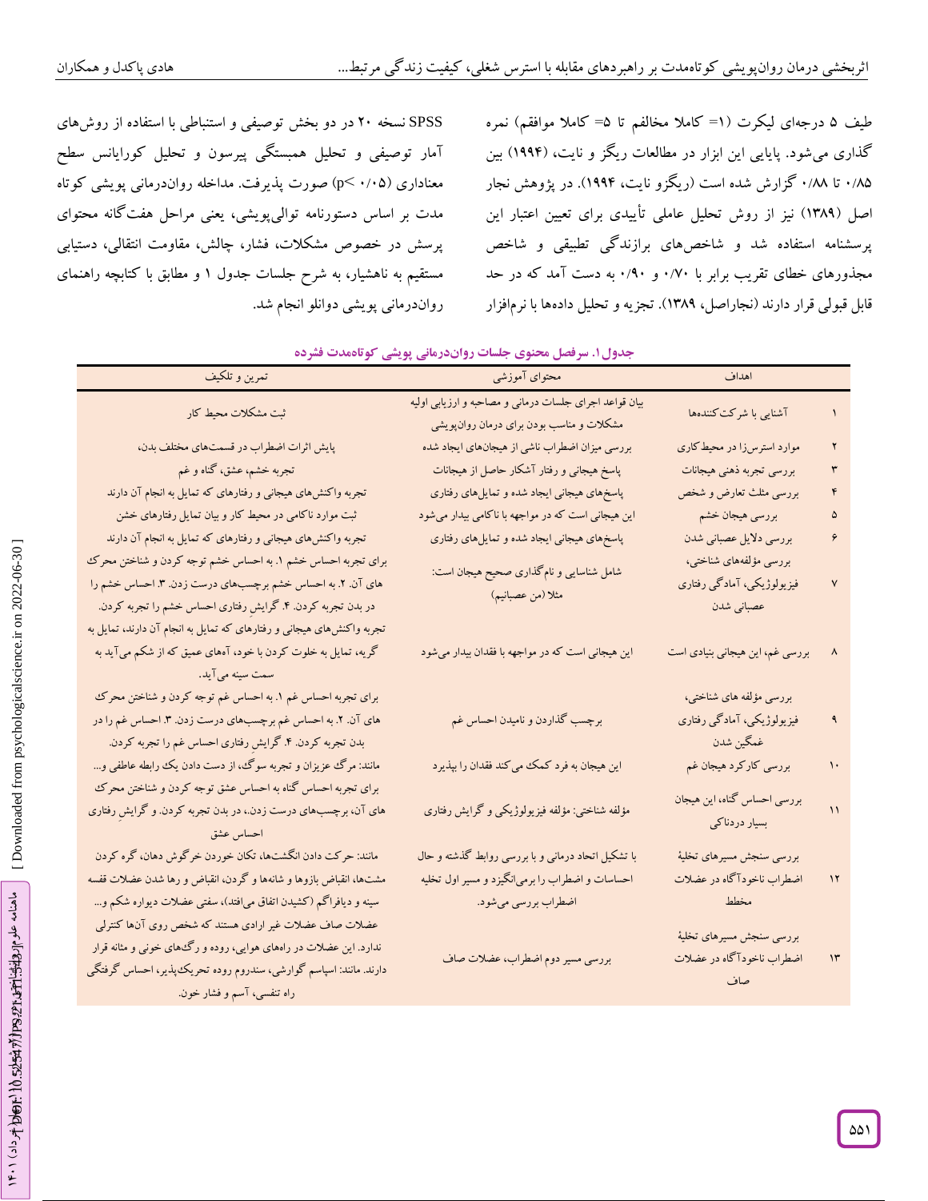طیف ۵ درجه‌ای لیکرت (۱= کاملا مخالفم تا ۵= کاملا موافقم) نمره گذاری می‌شود. پایایی این ابزار در مطالعات ریگز و نایت، (۱۹۹۴) بین ۰/۸۵ تا ۰/۸۸ گزارش شده است (ریگزو نایت، ۱۹۹۴). در پژوهش نجار اصل (۱۳۸۹) نیز از روش تحلیل عاملی تأییدی برای تعیین اعتبار این پرسشنامه استفاده شد و شاخص‌های برازندگی تطبیقی و شاخص مجذورهای خطای تقریب برابر با ۰/۷۰ و ۰/۹۰ به دست آمد که در حد قابل قبولی قرار دارند (نجاراصل، ۱۳۸۹). تجزیه و تحلیل داده‌ها با نرم‌افزار SPSS نسخه ۲۰ در دو بخش توصیفی و استنباطی با استفاده از روش‌های آمار توصیفی و تحلیل همبستگی پیرسون و تحلیل کواریانس سطح معناداری ($p<0/05$) صورت پذیرفت. مداخله روان‌درمانی پویشی کوتاه مدت بر اساس دستورنامه توالی‌پویشی، یعنی مراحل هفت‌گانه محتوای پرسش در خصوص مشکلات، فشار، چالش، مقاومت انتقالی، دستیابی مستقیم به ناهشیار، به شرح جلسات جدول ۱ و مطابق با کتابچه راهنمای روان‌درمانی پویشی دوانلو انجام شد.

**جدول ۱. سرفصل محتوای جلسات روان‌درمانی پویشی کوتاه‌مدت فشرده**

| | اهداف | محتوای آموزشی | تمرین و تکلیف |
|---|---|---|---|
| ۱ | آشنایی با شرکت‌کنندها | بیان قواعد اجرای جلسات درمانی و مصاحبه و ارزیابی اولیه مشکلات و مناسب بودن برای درمان روان‌پویشی | ثبت مشکلات محیط کار |
| ۲ | موارد استرس‌زا در محیط‌کاری | بررسی میزان اضطراب ناشی از هیجان‌های ایجاد شده | پایش اثرات اضطراب در قسمت‌های مختلف بدن، |
| ۳ | بررسی تجربه ذهنی هیجانات | پاسخ هیجانی و رفتار آشکار حاصل از هیجانات | تجربه خشم، عشق، گناه و غم |
| ۴ | بررسی مثلث تعارض و شخص | پاسخ‌های هیجانی ایجاد شده و تمایل‌های رفتاری | تجربه واکنش‌های هیجانی و رفتارهای که تمایل به انجام آن دارند |
| ۵ | بررسی هیجان خشم | این هیجانی است که در مواجهه با ناکامی بیدار می‌شود | ثبت موارد ناکامی در محیط کار و بیان تمایل رفتارهای خشن |
| ۶ | بررسی دلایل عصبانی شدن | پاسخ‌های هیجانی ایجاد شده و تمایل‌های رفتاری | تجربه واکنش‌های هیجانی و رفتارهای که تمایل به انجام آن دارند |
| ۷ | بررسی مؤلفه‌های شناختی، فیزیولوژیکی، آمادگی رفتاری عصبانی شدن | شامل شناسایی و نام‌گذاری صحیح هیجان است: مثلا (من عصبانیم) | برای تجربه احساس خشم ۱. به احساس خشم توجه کردن و شناختن محرک های آن. ۲. به احساس خشم برچسب‌های درست زدن. ۳. احساس خشم را در بدن تجربه کردن. ۴. گرایش رفتاری احساس خشم را تجربه کردن. |
| ۸ | بررسی غم، این هیجانی بنیادی است | این هیجانی است که در مواجهه با فقدان بیدار می‌شود | تجربه واکنش‌های هیجانی و رفتارهای که تمایل به انجام آن دارند، تمایل به گریه، تمایل به خلوت کردن با خود، آه‌های عمیق که از شکم می‌آید به سمت سینه می‌آید. |
| ۹ | بررسی مؤلفه های شناختی، فیزیولوژیکی، آمادگی رفتاری غمگین شدن | برچسب گذاردن و نامیدن احساس غم | برای تجربه احساس غم ۱. به احساس غم توجه کردن و شناختن محرک های آن. ۲. به احساس غم برچسب‌های درست زدن. ۳. احساس غم را در بدن تجربه کردن. ۴. گرایش رفتاری احساس غم را تجربه کردن. |
| ۱۰ | بررسی کارکرد هیجان غم | این هیجان به فرد کمک می کند فقدان را بپذیرد | مانند: مرگ عزیزان و تجربه سوگ، از دست دادن یک رابطه عاطفی و... |
| ۱۱ | بررسی احساس گناه، این هیجان بسیار دردناکی | مؤلفه شناختی: مؤلفه فیزیولوژیکی و گرایش رفتاری | برای تجربه احساس گناه به احساس عشق توجه کردن و شناختن محرک های آن، برچسب‌های درست زدن.، در بدن تجربه کردن. و گرایش رفتاری احساس عشق |
| ۱۲ | بررسی سنجش مسیرهای تخلیهٔ اضطراب ناخودآگاه در عضلات مخطط | با تشکیل اتحاد درمانی و با بررسی روابط گذشته و حال احساسات و اضطراب را برمی‌انگیزد و مسیر اول تخلیه اضطراب بررسی می‌شود. | مانند: حرکت دادن انگشت‌ها، تکان خوردن خرگوش دهان، گره کردن مشت‌ها، انقباض بازوها و شانه‌ها و گردن، انقباض و رها شدن عضلات قفسه سینه و دیافراگم (کشیدن اتفاق می‌افتد)، سفتی عضلات دیواره شکم و... |
| ۱۳ | بررسی سنجش مسیرهای تخلیهٔ اضطراب ناخودآگاه در عضلات صاف | بررسی مسیر دوم اضطراب، عضلات صاف | عضلات صاف عضلات غیر ارادی هستند که شخص روی آن‌ها کنترلی ندارد. این عضلات در راه‌های هوایی، روده و رگ‌های خونی و مثانه قرار دارند. مانند: اسپاسم گوارشی، سندروم روده تحریک‌پذیر، احساس گرفتگی راه تنفسی، آسم و فشار خون. |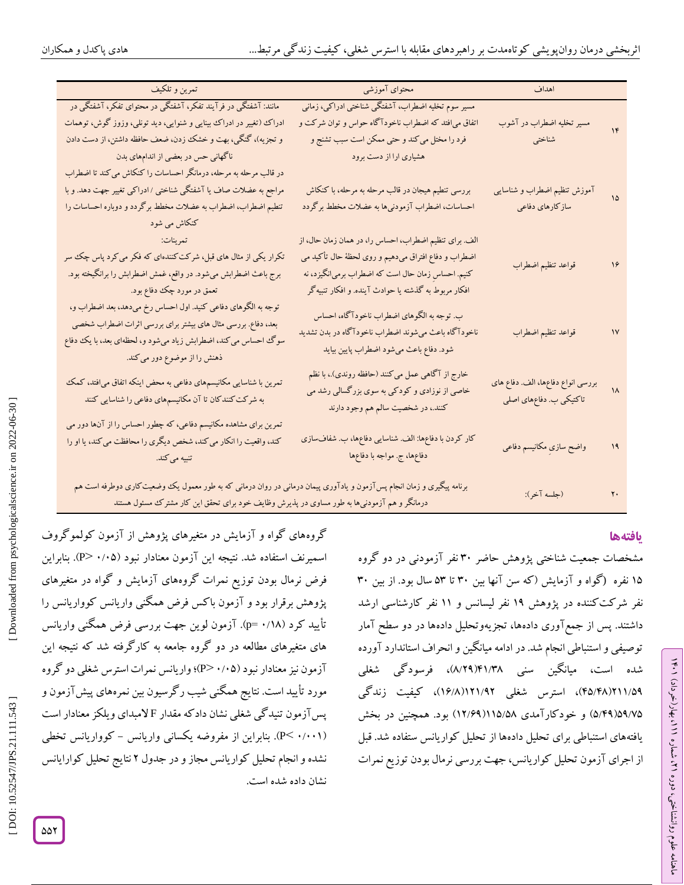| | اهداف | محتوای آموزشی | تمرین و تکلیف |
|---|---|---|---|
| ۱۴ | مسیر تخلیه اضطراب در آشوب شناختی | مسیر سوم تخلیه اضطراب، آشفتگی شناختی ادراکی، زمانی اتفاق می‌افتد که اضطراب ناخودآگاه حواس و توان شرکت و فرد را مختل می‌کند و حتی ممکن است سبب تشنج و هشیاری ارا از دست برود | مانند: آشفتگی در فرآیند تفکر، آشفتگی در محتوای تفکر، آشفتگی در ادراک (تغییر در ادراک بینایی و شنوایی، دید تونلی، وزوز گوش، توهمات و تجزیه)، گنگی، بهت و خشک زدن، ضعف حافظه داشتن، از دست دادن ناگهانی حس در بعضی از اندام‌های بدن |
| ۱۵ | آموزش تنظیم اضطراب و شناسایی سازکارهای دفاعی | بررسی تنظیم هیجان در قالب مرحله به مرحله، با کنکاش احساسات، اضطراب آزمودنی‌ها به عضلات مخطط برگردد | در قالب مرحله به مرحله، درمانگر احساسات را کنکاش می‌کند تا اضطراب مراجع به عضلات صاف یا آشفتگی شناختی / ادراکی تغییر جهت دهد. و با تنظیم اضطراب، اضطراب به عضلات مخطط برگردد و دوباره احساسات را کنکاش می شود |
| ۱۶ | قواعد تنظیم اضطراب | الف. برای تنظیم اضطراب، احساس را، در همان زمان حال، از اضطراب و دفاع افتراق می‌دهیم و روی لحظهٔ حال تأکید می کنیم. احساسِ زمان حال است که اضطراب برمی‌انگیزد، نه افکار مربوط به گذشته یا حوادث آینده. و افکار تنبیه‌گر | تمرینات: تکرار یکی از مثال های قبل، شرکت‌کننده‌ای که فکر می‌کرد پاس چک سر برج باعث اضطرابش می‌شود. در واقع، غمش اضطرابش را برانگیخته بود. تعمق در مورد چک دفاع بود. |
| ۱۷ | قواعد تنظیم اضطراب | ب. توجه به الگوهای اضطراب ناخودآگاه، احساس ناخودآگاه باعث می‌شوند اضطراب ناخودآگاه در بدن تشدید شود. دفاع باعث می‌شود اضطراب پایین بیاید | توجه به الگوهای دفاعی کنید. اول احساس رخ می‌دهد، بعد اضطراب و، بعد، دفاع. بررسی مثال های بیشتر برای بررسی اثرات اضطراب شخصی سوگ احساس می‌کند، اضطرابش زیاد می‌شود و، لحظه‌ای بعد، با یک دفاع ذهنش را از موضوع دور می‌کند. |
| ۱۸ | بررسی انواع دفاع‌ها، الف. دفاع های تاکتیکی ب. دفاع‌های اصلی | خارج از آگاهی عمل می‌کنند (حافظه روندی).، با نظم خاصی از نوزادی و کودکی به سوی بزرگسالی رشد می کنند.، در شخصیت سالم هم وجود دارند | تمرین با شناسایی مکانیسم‌های دفاعی به محض اینکه اتفاق می‌افتد، کمک به شرکت کنندگان تا آن مکانیسم‌های دفاعی را شناسایی کنند |
| ۱۹ | واضح سازیِ مکانیسم دفاعی | کار کردن با دفاع‌ها: الف. شناسایی دفاع‌ها، ب. شفاف‌سازی دفاع‌ها، ج. مواجه با دفاع‌ها | تمرین برای مشاهده مکانیسم دفاعی، که چطور احساس را از آن‌ها دور می کند، واقعیت را انکار می‌کند، شخص دیگری را محافظت می‌کند، یا او را تنبیه می‌کند. |
| ۲۰ | (جلسه آخر): | برنامه پیگیری و زمان انجام پس‌آزمون و یادآوری پیمان درمانی در روان درمانی که به طور معمول یک وضعیت‌کاری دوطرفه است هم درمانگر و هم آزمودنی‌ها به طور مساوی در پذیرش وظایف خود برای تحقق این کار مشترک مسئول هستند | |

## یافته‌ها

مشخصات جمعیت شناختی پژوهش حاضر ۳۰ نفر آزمودنی در دو گروه ۱۵ نفره (گواه و آزمایش (که سن آنها بین ۳۰ تا ۵۳ سال بود. از بین ۳۰ نفر شرکت‌کننده در پژوهش ۱۹ نفر لیسانس و ۱۱ نفر کارشناسی ارشد داشتند. پس از جمع‌آوری داده‌ها، تجزیه‌وتحلیل داده‌ها در دو سطح آمار توصیفی و استنباطی انجام شد. در ادامه میانگین و انحراف استاندارد آورده شده است، میانگین سنی ۴۱/۳۸(۸/۲۹)، فرسودگی شغلی ۲۱۱/۵۹(۴۵/۴۸)، استرس شغلی ۱۲۱/۹۲(۱۶/۸)، کیفیت زندگی ۵۹/۷۵(۵/۴۹) و خودکارآمدی ۱۱۵/۵۸(۱۲/۶۹) بود. همچنین در بخش یافته‌های استنباطی برای تحلیل داده‌ها از تحلیل کواریانس ستفاده شد. قبل از اجرای آزمون تحلیل کواریانس، جهت بررسی نرمال بودن توزیع نمرات گروه‌های گواه و آزمایش در متغیرهای پژوهش از آزمون کولموگروف اسمیرنف استفاده شد. نتیجه این آزمون معنادار نبود (P> ۰/۰۵). بنابراین فرض نرمال بودن توزیع نمرات گروه‌های آزمایش و گواه در متغیرهای پژوهش برقرار بود و آزمون باکس فرض همگنی واریانس کوواریانس را تأیید کرد (p= ۰/۱۸). آزمون لوین جهت بررسی فرض همگنی واریانس های متغیرهای مطالعه در دو گروه جامعه به کارگرفته شد که نتیجه این آزمون نیز معنادار نبود (P> ۰/۰۵)؛ واریانس نمرات استرس شغلی دو گروه مورد تأیید است. نتایج همگنی شیب رگرسیون بین نمره‌های پیش‌آزمون و پس‌آزمون تنیدگی شغلی نشان دادکه مقدار F لامبدای ویلکز معنادار است (P< ۰/۰۰۱). بنابراین از مفروضه یکسانی واریانس - کوواریانس تخطی نشده و انجام تحلیل کواریانس مجاز و در جدول ۲ نتایج تحلیل کوارایانس نشان داده شده است.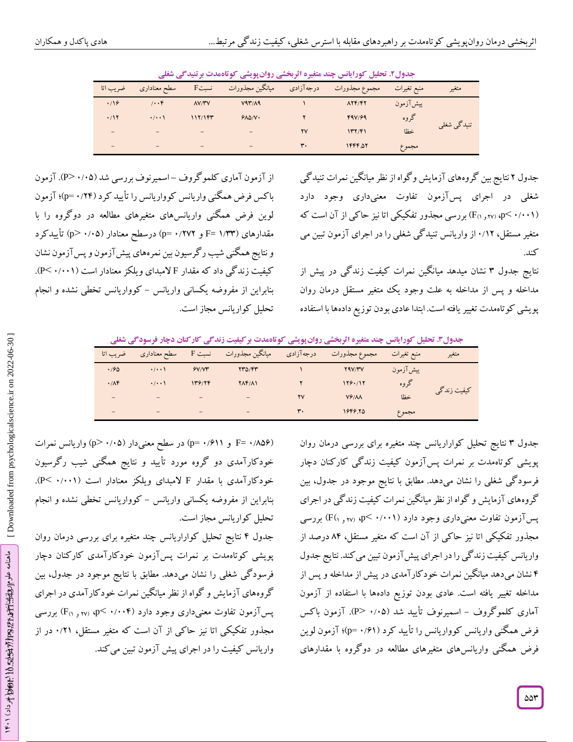جدول۲. تحلیل کوواریانس چند متغیره اثربخشی روان‌پویشی کوتاه‌مدت بر تنیدگی شغلی

| متغیر | منبع تغیرات | مجموع مجذورات | درجه‌آزادی | میانگین مجذورات | نسبتF | سطح معناداری | ضریب اتا |
|---|---|---|---|---|---|---|---|
| تنیدگی شغلی | پیش‌آزمون | ۸۲۴/۴۲ | ۱ | ۷۹۳/۸۹ | ۸۷/۳۷ | /۰۰۴ | ۰/۱۶ |
| | گروه | ۴۹۷/۶۹ | ۲ | ۶۸۵/۷۰ | ۱۱۲/۱۴۳ | ۰/۰۰۱ | ۰/۱۲ |
| | خطا | ۱۳۲/۴۱ | ۲۷ | – | – | – | – |
| | مجموع | ۱۴۴۴.۵۲ | ۳۰ | – | – | – | – |

جدول ۲ نتایج بین گروه‌های آزمایش و گواه از نظر میانگین نمرات تنیدگی شغلی در اجرای پس‌آزمون تفاوت معنی‌داری وجود دارد ($F_{(1, 27)}$، $p< ۰/۰۰۱$) بررسی مجذور تفکیکی اتا نیز حاکی از آن است که متغیر مستقل، ۰/۱۲ از واریانس تنیدگی شغلی را در اجرای آزمون تبین می کند.

نتایج جدول ۳ نشان میدهد میانگین نمرات کیفیت زندگی در پیش از مداخله و پس از مداخله به علت وجود یک متغیر مستقل درمان روان پویشی کوتاه‌مدت تغییر یافته است. ابتدا عادی بودن توزیع داده‌ها با استفاده از آزمون آماری کلموگروف – اسمیرنوف بررسی شد ($P> ۰/۰۵$). آزمون باکس فرض همگنی واریانس کوواریانس را تأیید کرد ($p= ۰/۲۴$)؛ آزمون لوین فرض همگنی واریانس‌های متغیرهای مطالعه در دوگروه را با مقدارهای ($F= ۱/۳۳$ و $p= ۰/۲۷۲$) درسطح معنادار ($p> ۰/۰۵$) تأییدکرد و نتایج همگنی شیب رگرسیون بین نمره‌های پیش‌آزمون و پس‌آزمون نشان کیفیت زندگی داد که مقدار F لامبدای ویلکز معنادار است ($P< ۰/۰۰۱$). بنابراین از مفروضه یکسانی واریانس – کوواریانس تخطی نشده و انجام تحلیل کوواریانس مجاز است.

جدول۳. تحلیل کوواریانس چند متغیره اثربخشی روان‌پویشی کوتاه‌مدت بر کیفیت زندگی کارکنان دچار فرسودگی شغلی

| متغیر | منبع تغیرات | مجموع مجذورات | درجه‌آزادی | میانگین مجذورات | نسبت F | سطح معناداری | ضریب اتا |
|---|---|---|---|---|---|---|---|
| کیفیت زندگی | پیش‌آزمون | ۲۹۷/۳۷ | ۱ | ۲۳۵/۴۳ | ۶۷/۷۳ | ۰/۰۰۱ | ۰/۶۵ |
| | گروه | ۱۲۶۰/۱۲ | ۲ | ۲۸۴/۸۱ | ۱۳۶/۲۴ | ۰/۰۰۱ | ۰/۸۴ |
| | خطا | ۷۶/۸۸ | ۲۷ | – | – | – | – |
| | مجموع | ۱۶۴۶.۲۵ | ۳۰ | – | – | – | – |

جدول ۳ نتایج تحلیل کوواریانس چند متغیره برای بررسی درمان روان پویشی کوتاه‌مدت بر نمرات پس‌آزمون کیفیت زندگی کارکنان دچار فرسودگی شغلی را نشان می‌دهد. مطابق با نتایج موجود در جدول، بین گروه‌های آزمایش و گواه از نظر میانگین نمرات کیفیت زندگی در اجرای پس‌آزمون تفاوت معنی‌داری وجود دارد ($F_{(1, 27)}$، $p< ۰/۰۰۱$) بررسی مجذور تفکیکی اتا نیز حاکی از آن است که متغیر مستقل، ۸۴ درصد از واریانس کیفیت زندگی را در اجرای پیش‌آزمون تبین می کند. نتایج جدول ۴ نشان می‌دهد میانگین نمرات خودکارآمدی در پیش از مداخله و پس از مداخله تغییر یافته است. عادی بودن توزیع داده‌ها با استفاده از آزمون آماری کلموگروف – اسمیرنوف تأیید شد ($P> ۰/۰۵$). آزمون باکس فرض همگنی واریانس کوواریانس را تأیید کرد ($p= ۰/۶۱$)؛ آزمون لوین فرض همگنی واریانس‌های متغیرهای مطالعه در دوگروه با مقدارهای ($F= ۰/۸۵۶$ و $p= ۰/۶۱۱$) در سطح معنی‌دار ($p> ۰/۰۵$) واریانس نمرات خودکارآمدی دو گروه مورد تأیید و نتایج همگنی شیب رگرسیون خودکارآمدی با مقدار F لامبدای ویلکز معنادار است ($P< ۰/۰۰۱$). بنابراین از مفروضه یکسانی واریانس – کوواریانس تخطی نشده و انجام تحلیل کوواریانس مجاز است.

جدول ۴ نتایج تحلیل کوواریانس چند متغیره برای بررسی درمان روان پویشی کوتاه‌مدت بر نمرات پس‌آزمون خودکارآمدی کارکنان دچار فرسودگی شغلی را نشان می‌دهد. مطابق با نتایج موجود در جدول، بین گروه‌های آزمایش و گواه از نظر میانگین نمرات خودکارآمدی در اجرای پس‌آزمون تفاوت معنی‌داری وجود دارد ($F_{(1, 27)}$، $p< ۰/۰۰۴$) بررسی مجذور تفکیکی اتا نیز حاکی از آن است که متغیر مستقل، ۰/۲۱ در از واریانس کیفیت را در اجرای پیش آزمون تبین می‌کند.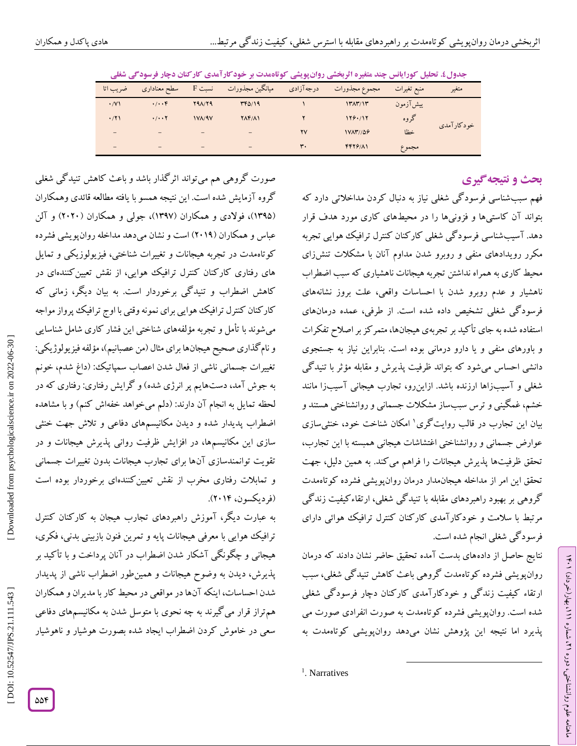**جدول ٤. تحلیل کوواریانس چند متغیره اثربخشی روان‌پویشی کوتاه‌مدت بر خودکارآمدی کارکنان دچار فرسودگی شغلی**

| متغیر | منبع تغیرات | مجموع مجذورات | درجه‌آزادی | میانگین مجذورات | نسبت F | سطح معناداری | ضریب اتا |
|---|---|---|---|---|---|---|---|
| خودکارآمدی | پیش‌آزمون | ۱۳۸۳/۱۳ | ۱ | ۳۴۵/۱۹ | ۲۹۸/۲۹ | ۰/۰۰۴ | ۰/۷۱ |
| | گروه | ۱۲۶۰/۱۲ | ۲ | ۲۸۴/۸۱ | ۱۷۸/۹۷ | ۰/۰۰۲ | ۰/۲۱ |
| | خطا | ۱۷۸۳//۵۶ | ۲۷ | – | – | – | – |
| | مجموع | ۴۴۲۶/۸۱ | ۳۰ | – | – | – | – |

## بحث و نتیجه‌گیری

فهم سبب‌شناسی فرسودگی شغلی نیاز به دنبال کردن مداخلاتی دارد که بتواند آن کاستی‌ها و فزونی‌ها را در محیط‌های کاری مورد هدف قرار دهد. آسیب‌شناسی فرسودگی شغلی کارکنان کنترل ترافیک هوایی تجربه مکرر رویدادهای منفی و روبرو شدن مداوم آنان با مشکلات تنش‌زای محیط کاری به همراه نداشتن تجربه هیجانات ناهشیاری که سبب اضطراب ناهشیار و عدم روبرو شدن با احساسات واقعی، علت بروز نشانه‌های فرسودگی شغلی تشخیص داده شده است. از طرفی، عمده درمان‌های استفاده شده به جای تأکید بر تجربه‌ی هیجان‌ها، متمرکز بر اصلاح تفکرات و باورهای منفی و یا دارو درمانی بوده است. بنابراین نیاز به جستجوی دانشی احساس می‌شود که بتواند ظرفیت پذیرش و مقابله مؤثر با تنیدگی شغلی و آسیب‌زاها ارزنده باشد. ازاین‌رو، تجارب هیجانی آسیب‌زا مانند خشم، غمگینی و ترس سبب‌ساز مشکلات جسمانی و روانشناختی هستند و بیان این تجارب در قالب روایت‌گری[1] امکان شناخت خود، خنثی‌سازی عوارض جسمانی و روانشناختی اغتشاشات هیجانی همبسته با این تجارب، تحقق ظرفیت‌ها پذیرش هیجانات را فراهم می‌کند. به همین دلیل، جهت تحقق این امر از مداخله هیجان‌مدار درمان روان‌پویشی فشرده کوتاه‌مدت گروهی بر بهبود راهبردهای مقابله با تنیدگی شغلی، ارتقاء کیفیت زندگی مرتبط با سلامت و خودکارآمدی کارکنان کنترل ترافیک هوائی دارای فرسودگی شغلی انجام شده است.

نتایج حاصل از داده‌های بدست آمده تحقیق حاضر نشان دادند که درمان روان‌پویشی فشرده کوتاه‌مدت گروهی باعث کاهش تنیدگی شغلی، سبب ارتقاء کیفیت زندگی و خودکارآمدی کارکنان دچار فرسودگی شغلی شده است. روان‌پویشی فشرده کوتاه‌مدت به صورت انفرادی صورت می پذیرد اما نتیجه این پژوهش نشان می‌دهد روان‌پویشی کوتاه‌مدت به صورت گروهی هم می‌تواند اثرگذار باشد و باعث کاهش تنیدگی شغلی گروه آزمایش شده است. این نتیجه همسو با یافته مطالعه قائدی وهمکاران (۱۳۹۵)، فولادی و همکاران (۱۳۹۷)، جولی و همکاران (۲۰۲۰) و آلن عباس و همکاران (۲۰۱۹) است و نشان می‌دهد مداخله روان‌پویشی فشرده کوتاه‌مدت در تجربه هیجانات و تغییرات شناختی، فیزیولوزیکی و تمایل های رفتاری کارکنان کنترل ترافیک هوایی، از نقش تعیین‌کننده‌ای در کاهش اضطراب و تنیدگی برخوردار است. به بیان دیگر، زمانی که کارکنان کنترل ترافیک هوایی برای نمونه وقتی با اوج ترافیک پرواز مواجه می‌شوند با تأمل و تجربه مؤلفه‌های شناختی این فشار کاری شامل شناسایی و نام‌گذاری صحیح هیجان‌ها برای مثال (من عصبانیم)، مؤلفه فیزیولوژیکی: تغییرات جسمانی ناشی از فعال شدن اعصاب سمپاتیک: (داغ شدم، خونم به جوش آمد، دست‌هایم پر انرژی شده) و گرایش رفتاری: رفتاری که در لحظه تمایل به انجام آن دارند: (دلم می‌خواهد خفه‌اش کنم) و با مشاهده اضطراب پدیدار شده و دیدن مکانیسم‌های دفاعی و تلاش جهت خنثی سازی این مکانیسم‌ها، در افزایش ظرفیت روانی پذیرش هیجانات و در تقویت توانمندسازی آن‌ها برای تجارب هیجانات بدون تغییرات جسمانی و تمایلات رفتاری مخرب از نقش تعیین‌کننده‌ای برخوردار بوده است (فردیکسون، ۲۰۱۴).

به عبارت دیگر، آموزش راهبردهای تجارب هیجان به کارکنان کنترل ترافیک هوایی با معرفی هیجانات پایه و تمرین فنون بازبینی بدنی، فکری، هیجانی و چگونگی آشکار شدن اضطراب در آنان پرداخت و با تأکید بر پذیرش، دیدن به وضوح هیجانات و همین‌طور اضطراب ناشی از پدیدار شدن احساسات، اینکه آن‌ها در مواقعی در محیط کار با مدیران و همکاران هم‌تراز قرار می‌گیرند به چه نحوی با متوسل شدن به مکانیسم‌های دفاعی سعی در خاموش کردن اضطراب ایجاد شده بصورت هوشیار و ناهوشیار

---

[1]. Narratives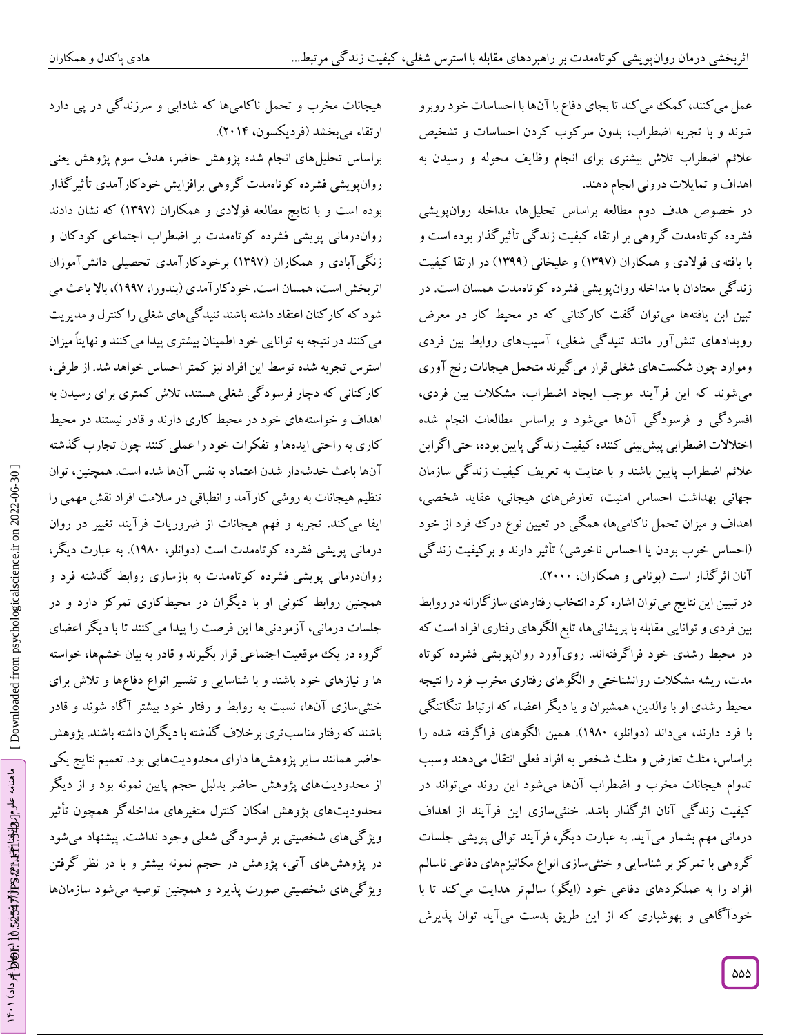عمل می‌کنند، کمک می‌کند تا بجای دفاع با آن‌ها با احساسات خود روبرو شوند و با تجربه اضطراب، بدون سرکوب کردن احساسات و تشخیص علائم اضطراب تلاش بیشتری برای انجام وظایف محوله و رسیدن به اهداف و تمایلات درونی انجام دهند.

در خصوص هدف دوم مطالعه براساس تحلیل‌ها، مداخله روان‌پویشی فشرده کوتاه‌مدت گروهی بر ارتقاء کیفیت زندگی تأثیرگذار بوده است و با یافته ی فولادی و همکاران (۱۳۹۷) و علیخانی (۱۳۹۹) در ارتقا کیفیت زندگی معتادان با مداخله روان‌پویشی فشرده کوتاه‌مدت همسان است. در تبین ابن یافته‌ها می‌توان گفت کارکنانی که در محیط کار در معرض رویدادهای تنش‌آور مانند تنیدگی شغلی، آسیب‌های روابط بین فردی وموارد چون شکست‌های شغلی قرار می‌گیرند متحمل هیجانات رنج آوری می‌شوند که این فرآیند موجب ایجاد اضطراب، مشکلات بین فردی، افسردگی و فرسودگی آن‌ها می‌شود و براساس مطالعات انجام شده اختلالات اضطرابی پیش‌بینی کننده کیفیت زندگی پایین بوده، حتی اگراین علائم اضطراب پایین باشند و با عنایت به تعریف کیفیت زندگی سازمان جهانی بهداشت احساس امنیت، تعارض‌های هیجانی، عقاید شخصی، اهداف و میزان تحمل ناکامی‌ها، همگی در تعیین نوع درک فرد از خود (احساس خوب بودن یا احساس ناخوشی) تأثیر دارند و بر کیفیت زندگی آنان اثرگذار است (بونامی و همکاران، ۲۰۰۰).

در تبیین این نتایج می‌توان اشاره کرد انتخاب رفتارهای سازگارانه در روابط بین فردی و توانایی مقابله با پریشانی‌ها، تابع الگوهای رفتاری افراد است که در محیط رشدی خود فراگرفته‌اند. روی‌آورد روان‌پویشی فشرده کوتاه مدت، ریشه مشکلات روانشناختی و الگوهای رفتاری مخرب فرد را نتیجه محیط رشدی او با والدین، همشیران و یا دیگر اعضاء که ارتباط تنگاتنگی با فرد دارند، می‌داند (دوانلو، ۱۹۸۰). همین الگوهای فراگرفته شده را براساس، مثلث تعارض و مثلث شخص به افراد فعلی انتقال می‌دهند وسبب تداوم هیجانات مخرب و اضطراب آن‌ها می‌شود این روند می‌تواند در کیفیت زندگی آنان اثرگذار باشد. خنثی‌سازی این فرآیند از اهداف درمانی مهم بشمار می‌آید. به عبارت دیگر، فرآیند توالی پویشی جلسات گروهی با تمرکز بر شناسایی و خنثی‌سازی انواع مکانیزم‌های دفاعی ناسالم افراد را به عملکردهای دفاعی خود (ایگو) سالم‌تر هدایت می‌کند تا با خودآگاهی و بهوشیاری که از این طریق بدست می‌آید توان پذیرش هیجانات مخرب و تحمل ناکامی‌ها که شادابی و سرزندگی در پی دارد ارتقاء می‌بخشد (فردیکسون، ۲۰۱۴).

براساس تحلیل‌های انجام شده پژوهش حاضر، هدف سوم پژوهش یعنی روان‌پویشی فشرده کوتاه‌مدت گروهی برافزایش خودکارآمدی تأثیرگذار بوده است و با نتایج مطالعه فولادی و همکاران (۱۳۹۷) که نشان دادند روان‌درمانی پویشی فشرده کوتاه‌مدت بر اضطراب اجتماعی کودکان و زنگی‌آبادی و همکاران (۱۳۹۷) برخودکارآمدی تحصیلی دانش‌آموزان اثربخش است، همسان است. خودکارآمدی (بندورا، ۱۹۹۷)، بالا باعث می شود که کارکنان اعتقاد داشته باشند تنیدگی‌های شغلی را کنترل و مدیریت می‌کنند در نتیجه به توانایی خود اطمینان بیشتری پیدا می‌کنند و نهایتاً میزان استرس تجربه شده توسط این افراد نیز کمتر احساس خواهد شد. از طرفی، کارکنانی که دچار فرسودگی شغلی هستند، تلاش کمتری برای رسیدن به اهداف و خواسته‌های خود در محیط کاری دارند و قادر نیستند در محیط کاری به راحتی ایده‌ها و تفکرات خود را عملی کنند چون تجارب گذشته آن‌ها باعث خدشه‌دار شدن اعتماد به نفس آن‌ها شده است. همچنین، توان تنظیم هیجانات به روشی کارآمد و انطباقی در سلامت افراد نقش مهمی را ایفا می‌کند. تجربه و فهم هیجانات از ضروریات فرآیند تغییر در روان درمانی پویشی فشرده کوتاه‌مدت است (دوانلو، ۱۹۸۰). به عبارت دیگر، روان‌درمانی پویشی فشرده کوتاه‌مدت به بازسازی روابط گذشته فرد و همچنین روابط کنونی او با دیگران در محیط‌کاری تمرکز دارد و در جلسات درمانی، آزمودنی‌ها این فرصت را پیدا می‌کنند تا با دیگر اعضای گروه در یک موقعیت اجتماعی قرار بگیرند و قادر به بیان خشم‌ها، خواسته ها و نیازهای خود باشند و با شناسایی و تفسیر انواع دفاع‌ها و تلاش برای خنثی‌سازی آن‌ها، نسبت به روابط و رفتار خود بیشتر آگاه شوند و قادر باشند که رفتار مناسب‌تری برخلاف گذشته با دیگران داشته باشند. پژوهش حاضر همانند سایر پژوهش‌ها دارای محدودیت‌هایی بود. تعمیم نتایج یکی از محدودیت‌های پژوهش حاضر بدلیل حجم پایین نمونه بود و از دیگر محدودیت‌های پژوهش امکان کنترل متغیرهای مداخله‌گر همچون تأثیر ویژگی‌های شخصیتی بر فرسودگی شغلی وجود نداشت. پیشنهاد می‌شود در پژوهش‌های آتی، پژوهش در حجم نمونه بیشتر و با در نظر گرفتن ویژگی‌های شخصیتی صورت پذیرد و همچنین توصیه می‌شود سازمان‌ها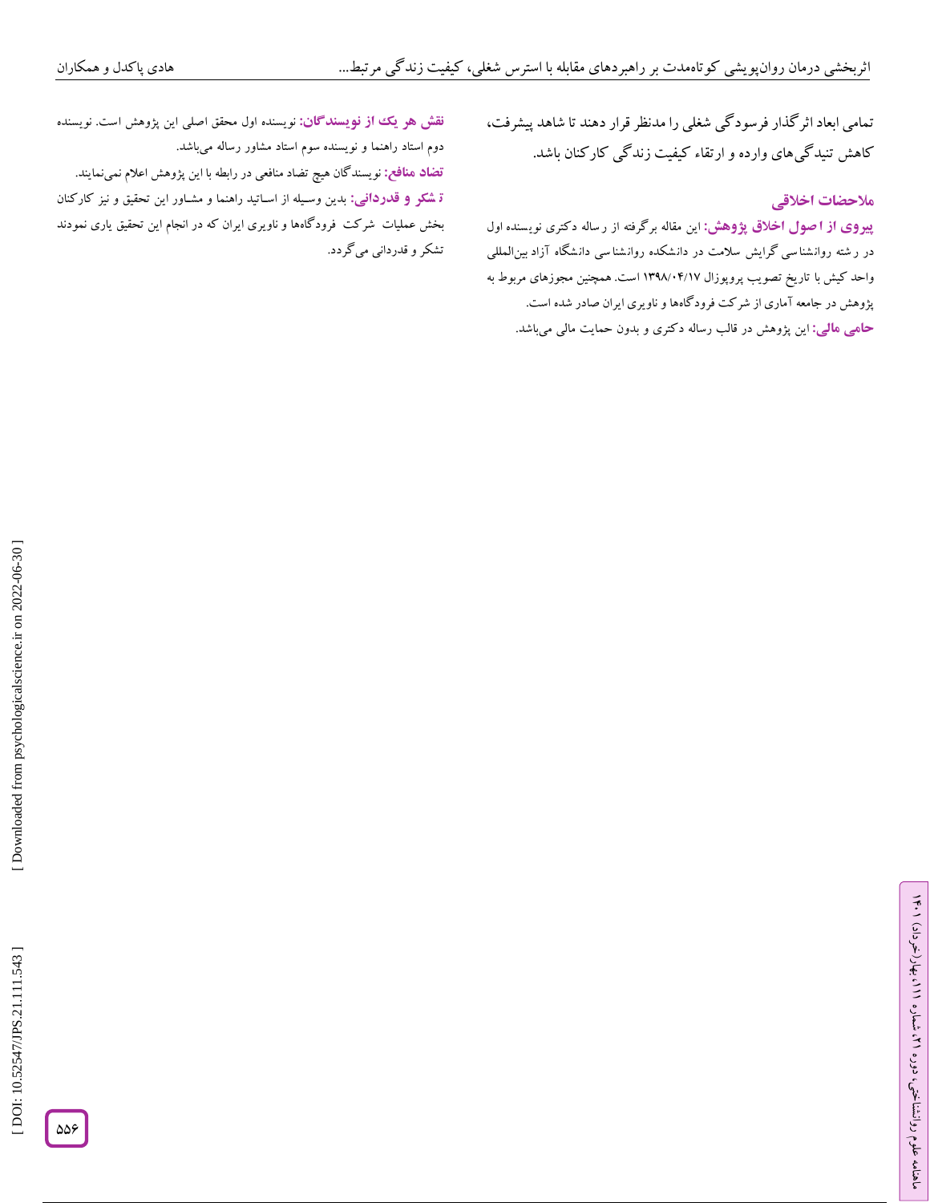تمامی ابعاد اثرگذار فرسودگی شغلی را مدنظر قرار دهند تا شاهد پیشرفت، کاهش تنیدگی‌های وارده و ارتقاء کیفیت زندگی کارکنان باشد.

## ملاحضات اخلاقی

**پیروی از اصول اخلاق پژوهش:** این مقاله برگرفته از رساله دکتری نویسنده اول در رشته روانشناسی گرایش سلامت در دانشکده روانشناسی دانشگاه آزاد بین‌المللی واحد کیش با تاریخ تصویب پروپوزال ۱۳۹۸/۰۴/۱۷ است. همچنین مجوزهای مربوط به پژوهش در جامعه آماری از شرکت فرودگاه‌ها و ناویری ایران صادر شده است.

**حامی مالی:** این پژوهش در قالب رساله دکتری و بدون حمایت مالی می‌باشد.

**نقش هر یک از نویسندگان:** نویسنده اول محقق اصلی این پژوهش است. نویسنده دوم استاد راهنما و نویسنده سوم استاد مشاور رساله می‌باشد.

**تضاد منافع:** نویسندگان هیچ تضاد منافعی در رابطه با این پژوهش اعلام نمی‌نمایند.

**تشکر و قدردانی:** بدین وسیله از اساتید راهنما و مشاور این تحقیق و نیز کارکنان بخش عملیات شرکت فرودگاه‌ها و ناویری ایران که در انجام این تحقیق یاری نمودند تشکر و قدردانی می‌گردد.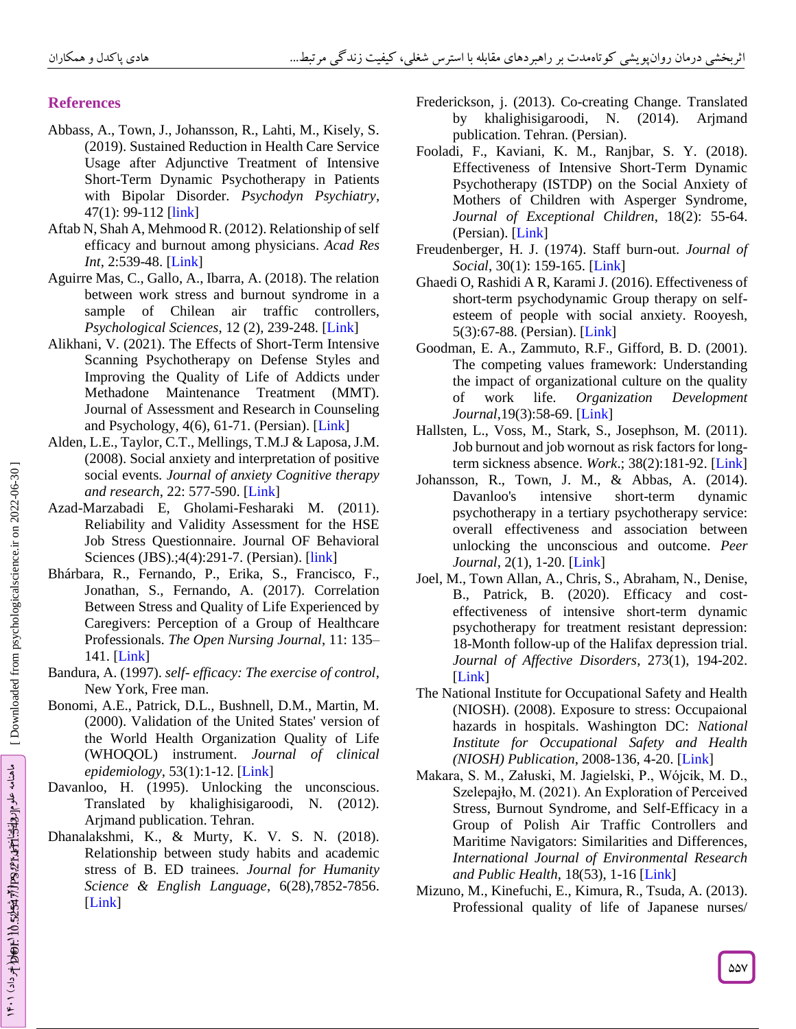## References

Abbass, A., Town, J., Johansson, R., Lahti, M., Kisely, S. (2019). Sustained Reduction in Health Care Service Usage after Adjunctive Treatment of Intensive Short-Term Dynamic Psychotherapy in Patients with Bipolar Disorder. *Psychodyn Psychiatry*, 47(1): 99-112 [link]

Aftab N, Shah A, Mehmood R. (2012). Relationship of self efficacy and burnout among physicians. *Acad Res Int*, 2:539-48. [Link]

Aguirre Mas, C., Gallo, A., Ibarra, A. (2018). The relation between work stress and burnout syndrome in a sample of Chilean air traffic controllers, *Psychological Sciences*, 12 (2), 239-248. [Link]

Alikhani, V. (2021). The Effects of Short-Term Intensive Scanning Psychotherapy on Defense Styles and Improving the Quality of Life of Addicts under Methadone Maintenance Treatment (MMT). Journal of Assessment and Research in Counseling and Psychology, 4(6), 61-71. (Persian). [Link]

Alden, L.E., Taylor, C.T., Mellings, T.M.J & Laposa, J.M. (2008). Social anxiety and interpretation of positive social events. *Journal of anxiety Cognitive therapy and research*, 22: 577-590. [Link]

Azad-Marzabadi E, Gholami-Fesharaki M. (2011). Reliability and Validity Assessment for the HSE Job Stress Questionnaire. Journal OF Behavioral Sciences (JBS).;4(4):291-7. (Persian). [link]

Bhárbara, R., Fernando, P., Erika, S., Francisco, F., Jonathan, S., Fernando, A. (2017). Correlation Between Stress and Quality of Life Experienced by Caregivers: Perception of a Group of Healthcare Professionals. *The Open Nursing Journal*, 11: 135–141. [Link]

Bandura, A. (1997). *self- efficacy: The exercise of control*, New York, Free man.

Bonomi, A.E., Patrick, D.L., Bushnell, D.M., Martin, M. (2000). Validation of the United States' version of the World Health Organization Quality of Life (WHOQOL) instrument. *Journal of clinical epidemiology*, 53(1):1-12. [Link]

Davanloo, H. (1995). Unlocking the unconscious. Translated by khalighisigaroodi, N. (2012). Arjmand publication. Tehran.

Dhanalakshmi, K., & Murty, K. V. S. N. (2018). Relationship between study habits and academic stress of B. ED trainees. *Journal for Humanity Science & English Language*, 6(28),7852-7856. [Link]

Frederickson, j. (2013). Co-creating Change. Translated by khalighisigaroodi, N. (2014). Arjmand publication. Tehran. (Persian).

Fooladi, F., Kaviani, K. M., Ranjbar, S. Y. (2018). Effectiveness of Intensive Short-Term Dynamic Psychotherapy (ISTDP) on the Social Anxiety of Mothers of Children with Asperger Syndrome, *Journal of Exceptional Children*, 18(2): 55-64. (Persian). [Link]

Freudenberger, H. J. (1974). Staff burn-out. *Journal of Social*, 30(1): 159-165. [Link]

Ghaedi O, Rashidi A R, Karami J. (2016). Effectiveness of short-term psychodynamic Group therapy on self-esteem of people with social anxiety. Rooyesh, 5(3):67-88. (Persian). [Link]

Goodman, E. A., Zammuto, R.F., Gifford, B. D. (2001). The competing values framework: Understanding the impact of organizational culture on the quality of work life. *Organization Development Journal*,19(3):58-69. [Link]

Hallsten, L., Voss, M., Stark, S., Josephson, M. (2011). Job burnout and job wornout as risk factors for long-term sickness absence. *Work*.; 38(2):181-92. [Link]

Johansson, R., Town, J. M., & Abbas, A. (2014). Davanloo's intensive short-term dynamic psychotherapy in a tertiary psychotherapy service: overall effectiveness and association between unlocking the unconscious and outcome. *Peer Journal*, 2(1), 1-20. [Link]

Joel, M., Town Allan, A., Chris, S., Abraham, N., Denise, B., Patrick, B. (2020). Efficacy and cost-effectiveness of intensive short-term dynamic psychotherapy for treatment resistant depression: 18-Month follow-up of the Halifax depression trial. *Journal of Affective Disorders*, 273(1), 194-202. [Link]

The National Institute for Occupational Safety and Health (NIOSH). (2008). Exposure to stress: Occupaional hazards in hospitals. Washington DC: *National Institute for Occupational Safety and Health (NIOSH) Publication*, 2008-136, 4-20. [Link]

Makara, S. M., Załuski, M. Jagielski, P., Wójcik, M. D., Szelepajło, M. (2021). An Exploration of Perceived Stress, Burnout Syndrome, and Self-Efficacy in a Group of Polish Air Traffic Controllers and Maritime Navigators: Similarities and Differences, *International Journal of Environmental Research and Public Health*, 18(53), 1-16 [Link]

Mizuno, M., Kinefuchi, E., Kimura, R., Tsuda, A. (2013). Professional quality of life of Japanese nurses/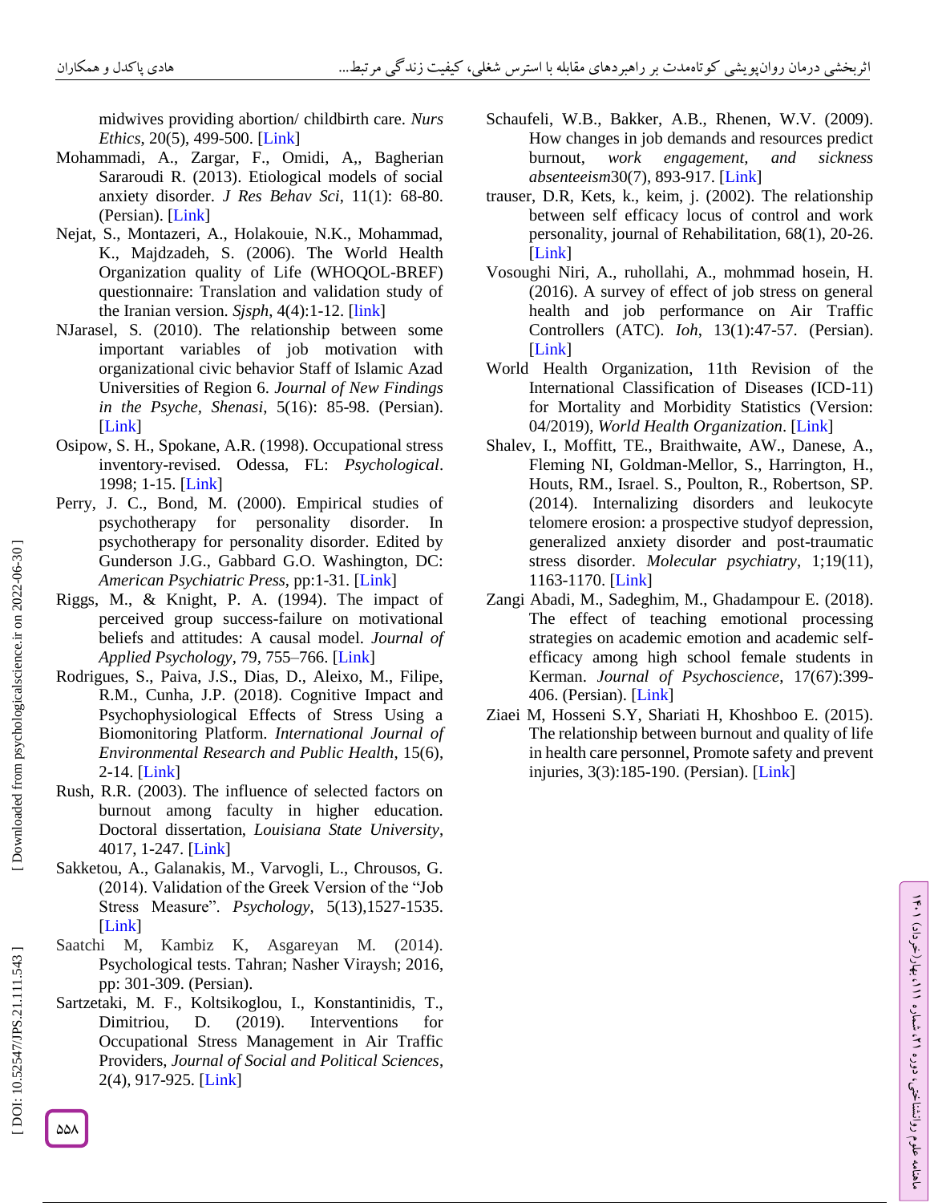midwives providing abortion/ childbirth care. *Nurs Ethics*, 20(5), 499-500. [Link]

Mohammadi, A., Zargar, F., Omidi, A,, Bagherian Sararoudi R. (2013). Etiological models of social anxiety disorder. *J Res Behav Sci*, 11(1): 68-80. (Persian). [Link]

Nejat, S., Montazeri, A., Holakouie, N.K., Mohammad, K., Majdzadeh, S. (2006). The World Health Organization quality of Life (WHOQOL-BREF) questionnaire: Translation and validation study of the Iranian version. *Sjsph*, 4(4):1-12. [link]

NJarasel, S. (2010). The relationship between some important variables of job motivation with organizational civic behavior Staff of Islamic Azad Universities of Region 6. *Journal of New Findings in the Psyche, Shenasi*, 5(16): 85-98. (Persian). [Link]

Osipow, S. H., Spokane, A.R. (1998). Occupational stress inventory-revised. Odessa, FL: *Psychological*. 1998; 1-15. [Link]

Perry, J. C., Bond, M. (2000). Empirical studies of psychotherapy for personality disorder. In psychotherapy for personality disorder. Edited by Gunderson J.G., Gabbard G.O. Washington, DC: *American Psychiatric Press*, pp:1-31. [Link]

Riggs, M., & Knight, P. A. (1994). The impact of perceived group success-failure on motivational beliefs and attitudes: A causal model. *Journal of Applied Psychology*, 79, 755–766. [Link]

Rodrigues, S., Paiva, J.S., Dias, D., Aleixo, M., Filipe, R.M., Cunha, J.P. (2018). Cognitive Impact and Psychophysiological Effects of Stress Using a Biomonitoring Platform. *International Journal of Environmental Research and Public Health*, 15(6), 2-14. [Link]

Rush, R.R. (2003). The influence of selected factors on burnout among faculty in higher education. Doctoral dissertation, *Louisiana State University*, 4017, 1-247. [Link]

Sakketou, A., Galanakis, M., Varvogli, L., Chrousos, G. (2014). Validation of the Greek Version of the "Job Stress Measure". *Psychology*, 5(13),1527-1535. [Link]

Saatchi M, Kambiz K, Asgareyan M. (2014). Psychological tests. Tahran; Nasher Viraysh; 2016, pp: 301-309. (Persian).

Sartzetaki, M. F., Koltsikoglou, I., Konstantinidis, T., Dimitriou, D. (2019). Interventions for Occupational Stress Management in Air Traffic Providers, *Journal of Social and Political Sciences*, 2(4), 917-925. [Link]

Schaufeli, W.B., Bakker, A.B., Rhenen, W.V. (2009). How changes in job demands and resources predict burnout, *work engagement, and sickness absenteeism*30(7), 893-917. [Link]

trauser, D.R, Kets, k., keim, j. (2002). The relationship between self efficacy locus of control and work personality, journal of Rehabilitation, 68(1), 20-26. [Link]

Vosoughi Niri, A., ruhollahi, A., mohmmad hosein, H. (2016). A survey of effect of job stress on general health and job performance on Air Traffic Controllers (ATC). *Ioh*, 13(1):47-57. (Persian). [Link]

World Health Organization, 11th Revision of the International Classification of Diseases (ICD-11) for Mortality and Morbidity Statistics (Version: 04/2019), *World Health Organization*. [Link]

Shalev, I., Moffitt, TE., Braithwaite, AW., Danese, A., Fleming NI, Goldman-Mellor, S., Harrington, H., Houts, RM., Israel. S., Poulton, R., Robertson, SP. (2014). Internalizing disorders and leukocyte telomere erosion: a prospective studyof depression, generalized anxiety disorder and post-traumatic stress disorder. *Molecular psychiatry*, 1;19(11), 1163-1170. [Link]

Zangi Abadi, M., Sadeghim, M., Ghadampour E. (2018). The effect of teaching emotional processing strategies on academic emotion and academic self-efficacy among high school female students in Kerman. *Journal of Psychoscience*, 17(67):399-406. (Persian). [Link]

Ziaei M, Hosseni S.Y, Shariati H, Khoshboo E. (2015). The relationship between burnout and quality of life in health care personnel, Promote safety and prevent injuries, 3(3):185-190. (Persian). [Link]